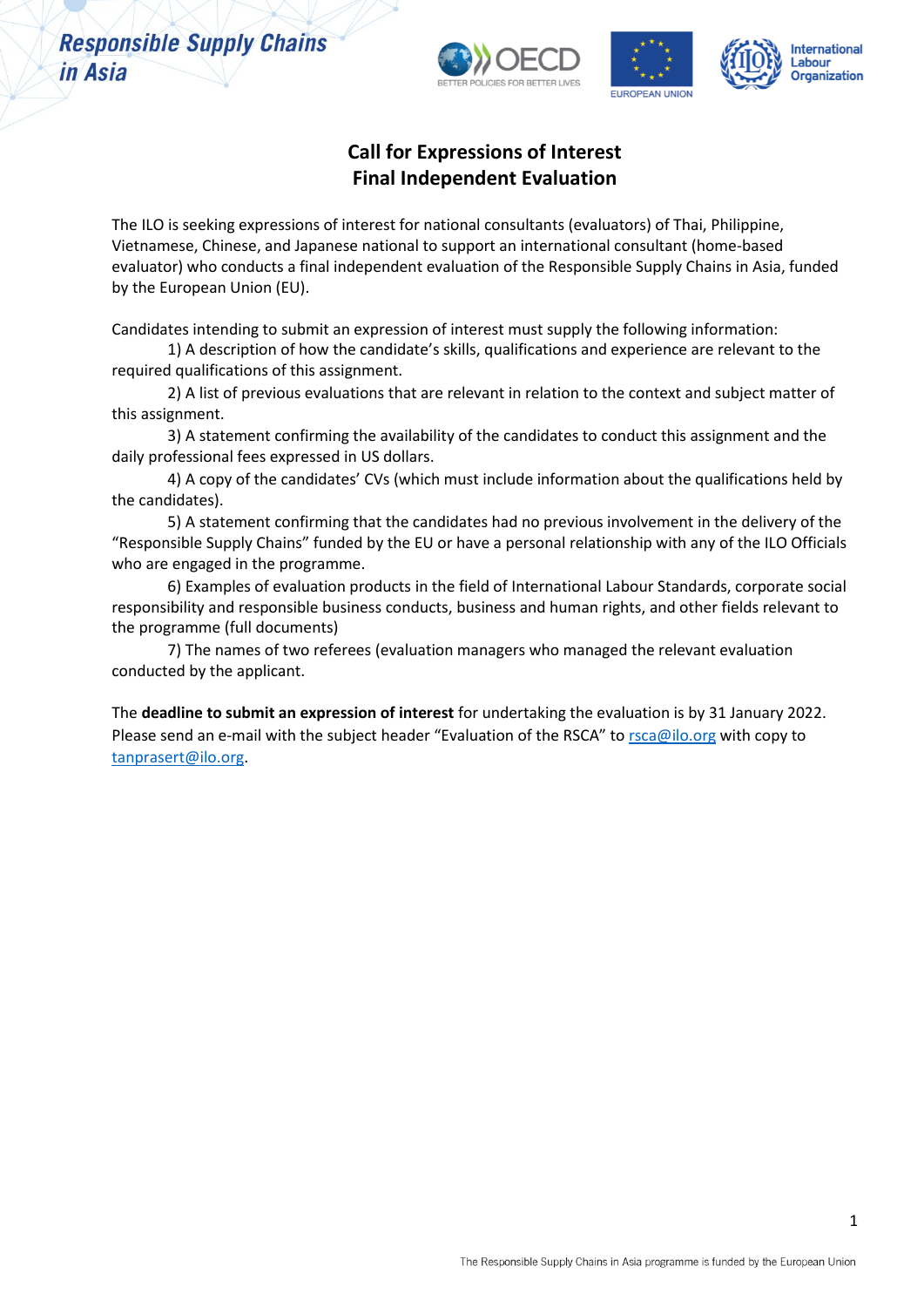Responsible Supply Chains in Asia

# Call for Expressions of Interest
# Final Independent Evaluation

The ILO is seeking expressions of interest for national consultants (evaluators) of Thai, Philippine, Vietnamese, Chinese, and Japanese national to support an international consultant (home-based evaluator) who conducts a final independent evaluation of the Responsible Supply Chains in Asia, funded by the European Union (EU).

Candidates intending to submit an expression of interest must supply the following information:

1) A description of how the candidate's skills, qualifications and experience are relevant to the required qualifications of this assignment.
2) A list of previous evaluations that are relevant in relation to the context and subject matter of this assignment.
3) A statement confirming the availability of the candidates to conduct this assignment and the daily professional fees expressed in US dollars.
4) A copy of the candidates' CVs (which must include information about the qualifications held by the candidates).
5) A statement confirming that the candidates had no previous involvement in the delivery of the "Responsible Supply Chains" funded by the EU or have a personal relationship with any of the ILO Officials who are engaged in the programme.
6) Examples of evaluation products in the field of International Labour Standards, corporate social responsibility and responsible business conducts, business and human rights, and other fields relevant to the programme (full documents)
7) The names of two referees (evaluation managers who managed the relevant evaluation conducted by the applicant.

The **deadline to submit an expression of interest** for undertaking the evaluation is by 31 January 2022. Please send an e-mail with the subject header "Evaluation of the RSCA" to rsca@ilo.org with copy to tanprasert@ilo.org.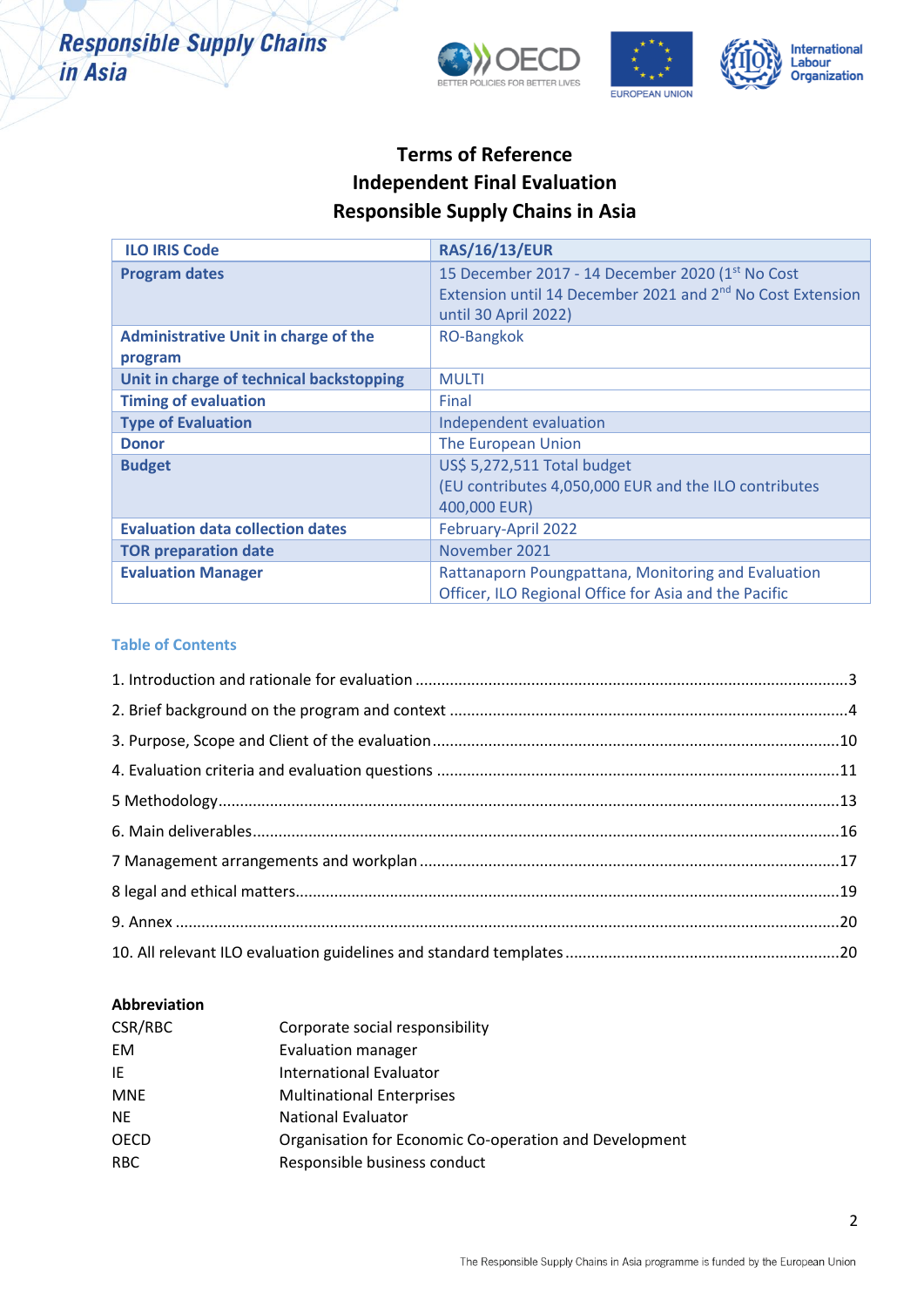# Terms of Reference
## Independent Final Evaluation
## Responsible Supply Chains in Asia

| ILO IRIS Code | RAS/16/13/EUR |
|---|---|
| **Program dates** | 15 December 2017 - 14 December 2020 (1st No Cost Extension until 14 December 2021 and 2nd No Cost Extension until 30 April 2022) |
| **Administrative Unit in charge of the program** | RO-Bangkok |
| **Unit in charge of technical backstopping** | MULTI |
| **Timing of evaluation** | Final |
| **Type of Evaluation** | Independent evaluation |
| **Donor** | The European Union |
| **Budget** | US$ 5,272,511 Total budget<br>(EU contributes 4,050,000 EUR and the ILO contributes 400,000 EUR) |
| **Evaluation data collection dates** | February-April 2022 |
| **TOR preparation date** | November 2021 |
| **Evaluation Manager** | Rattanaporn Poungpattana, Monitoring and Evaluation Officer, ILO Regional Office for Asia and the Pacific |

### Table of Contents

1. Introduction and rationale for evaluation .......... 3
2. Brief background on the program and context .......... 4
3. Purpose, Scope and Client of the evaluation .......... 10
4. Evaluation criteria and evaluation questions .......... 11
5 Methodology .......... 13
6. Main deliverables .......... 16
7 Management arrangements and workplan .......... 17
8 legal and ethical matters .......... 19
9. Annex .......... 20
10. All relevant ILO evaluation guidelines and standard templates .......... 20

**Abbreviation**

| | |
|---|---|
| CSR/RBC | Corporate social responsibility |
| EM | Evaluation manager |
| IE | International Evaluator |
| MNE | Multinational Enterprises |
| NE | National Evaluator |
| OECD | Organisation for Economic Co-operation and Development |
| RBC | Responsible business conduct |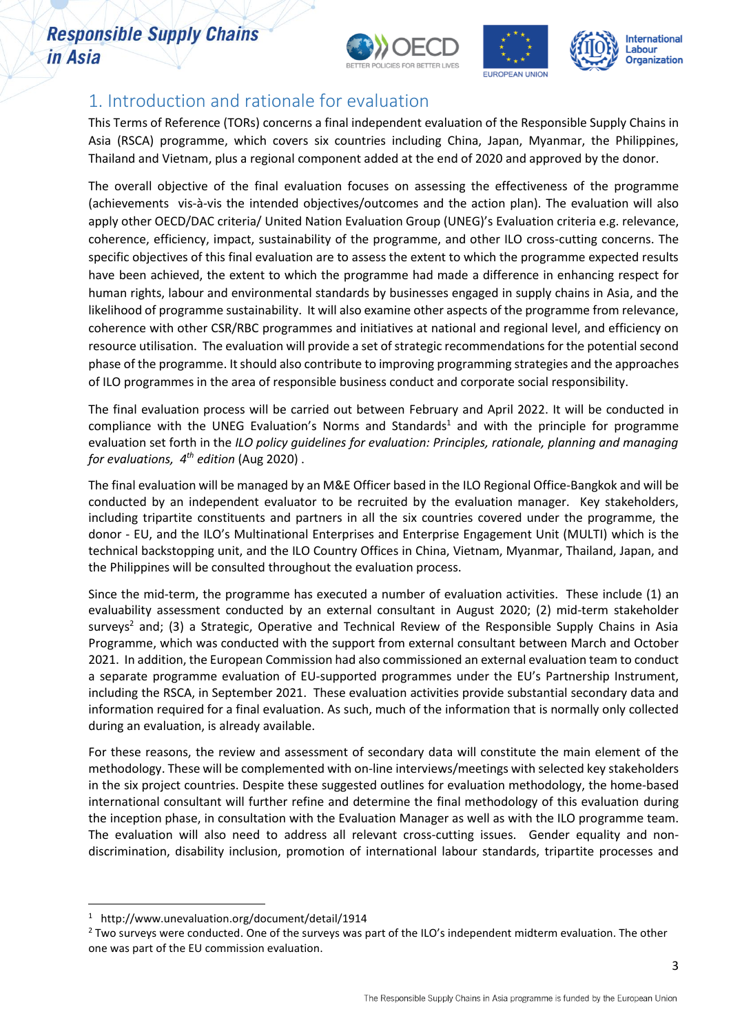## 1. Introduction and rationale for evaluation

This Terms of Reference (TORs) concerns a final independent evaluation of the Responsible Supply Chains in Asia (RSCA) programme, which covers six countries including China, Japan, Myanmar, the Philippines, Thailand and Vietnam, plus a regional component added at the end of 2020 and approved by the donor.

The overall objective of the final evaluation focuses on assessing the effectiveness of the programme (achievements vis-à-vis the intended objectives/outcomes and the action plan). The evaluation will also apply other OECD/DAC criteria/ United Nation Evaluation Group (UNEG)'s Evaluation criteria e.g. relevance, coherence, efficiency, impact, sustainability of the programme, and other ILO cross-cutting concerns. The specific objectives of this final evaluation are to assess the extent to which the programme expected results have been achieved, the extent to which the programme had made a difference in enhancing respect for human rights, labour and environmental standards by businesses engaged in supply chains in Asia, and the likelihood of programme sustainability. It will also examine other aspects of the programme from relevance, coherence with other CSR/RBC programmes and initiatives at national and regional level, and efficiency on resource utilisation. The evaluation will provide a set of strategic recommendations for the potential second phase of the programme. It should also contribute to improving programming strategies and the approaches of ILO programmes in the area of responsible business conduct and corporate social responsibility.

The final evaluation process will be carried out between February and April 2022. It will be conducted in compliance with the UNEG Evaluation's Norms and Standards[1] and with the principle for programme evaluation set forth in the *ILO policy guidelines for evaluation: Principles, rationale, planning and managing for evaluations, 4th edition* (Aug 2020) .

The final evaluation will be managed by an M&E Officer based in the ILO Regional Office-Bangkok and will be conducted by an independent evaluator to be recruited by the evaluation manager. Key stakeholders, including tripartite constituents and partners in all the six countries covered under the programme, the donor - EU, and the ILO's Multinational Enterprises and Enterprise Engagement Unit (MULTI) which is the technical backstopping unit, and the ILO Country Offices in China, Vietnam, Myanmar, Thailand, Japan, and the Philippines will be consulted throughout the evaluation process.

Since the mid-term, the programme has executed a number of evaluation activities. These include (1) an evaluability assessment conducted by an external consultant in August 2020; (2) mid-term stakeholder surveys[2] and; (3) a Strategic, Operative and Technical Review of the Responsible Supply Chains in Asia Programme, which was conducted with the support from external consultant between March and October 2021. In addition, the European Commission had also commissioned an external evaluation team to conduct a separate programme evaluation of EU-supported programmes under the EU's Partnership Instrument, including the RSCA, in September 2021. These evaluation activities provide substantial secondary data and information required for a final evaluation. As such, much of the information that is normally only collected during an evaluation, is already available.

For these reasons, the review and assessment of secondary data will constitute the main element of the methodology. These will be complemented with on-line interviews/meetings with selected key stakeholders in the six project countries. Despite these suggested outlines for evaluation methodology, the home-based international consultant will further refine and determine the final methodology of this evaluation during the inception phase, in consultation with the Evaluation Manager as well as with the ILO programme team. The evaluation will also need to address all relevant cross-cutting issues. Gender equality and non-discrimination, disability inclusion, promotion of international labour standards, tripartite processes and

---

[1] http://www.unevaluation.org/document/detail/1914

[2] Two surveys were conducted. One of the surveys was part of the ILO's independent midterm evaluation. The other one was part of the EU commission evaluation.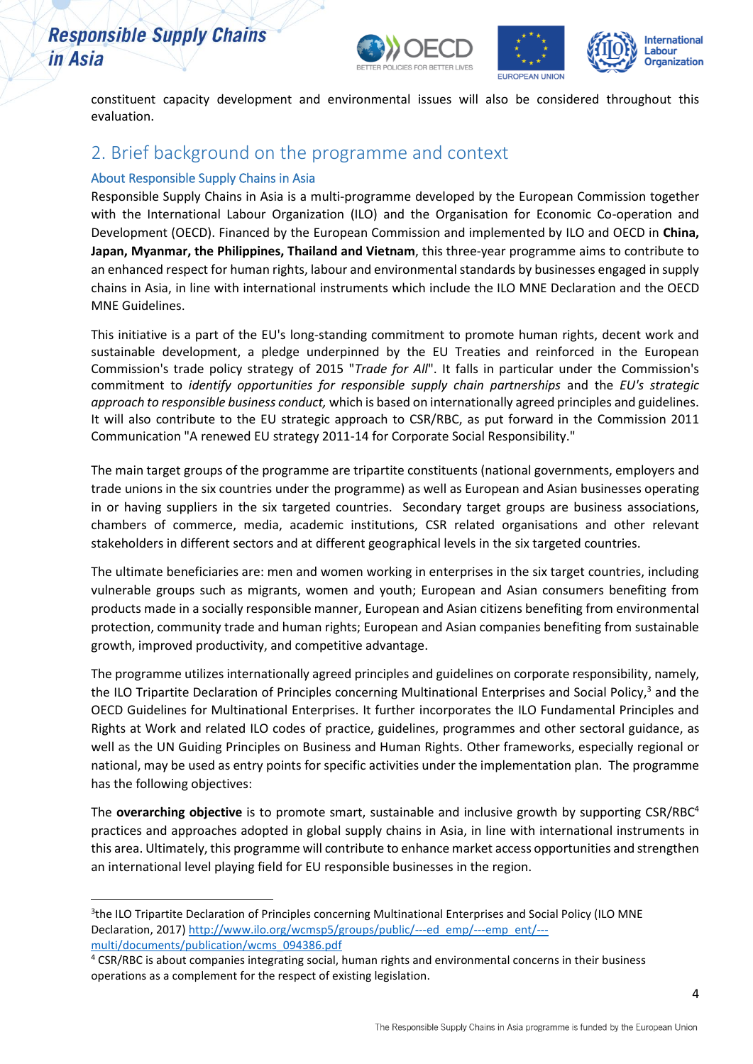constituent capacity development and environmental issues will also be considered throughout this evaluation.

## 2. Brief background on the programme and context

### About Responsible Supply Chains in Asia

Responsible Supply Chains in Asia is a multi-programme developed by the European Commission together with the International Labour Organization (ILO) and the Organisation for Economic Co-operation and Development (OECD). Financed by the European Commission and implemented by ILO and OECD in **China, Japan, Myanmar, the Philippines, Thailand and Vietnam**, this three-year programme aims to contribute to an enhanced respect for human rights, labour and environmental standards by businesses engaged in supply chains in Asia, in line with international instruments which include the ILO MNE Declaration and the OECD MNE Guidelines.

This initiative is a part of the EU's long-standing commitment to promote human rights, decent work and sustainable development, a pledge underpinned by the EU Treaties and reinforced in the European Commission's trade policy strategy of 2015 "*Trade for All*". It falls in particular under the Commission's commitment to *identify opportunities for responsible supply chain partnerships* and the *EU's strategic approach to responsible business conduct,* which is based on internationally agreed principles and guidelines. It will also contribute to the EU strategic approach to CSR/RBC, as put forward in the Commission 2011 Communication "A renewed EU strategy 2011-14 for Corporate Social Responsibility."

The main target groups of the programme are tripartite constituents (national governments, employers and trade unions in the six countries under the programme) as well as European and Asian businesses operating in or having suppliers in the six targeted countries. Secondary target groups are business associations, chambers of commerce, media, academic institutions, CSR related organisations and other relevant stakeholders in different sectors and at different geographical levels in the six targeted countries.

The ultimate beneficiaries are: men and women working in enterprises in the six target countries, including vulnerable groups such as migrants, women and youth; European and Asian consumers benefiting from products made in a socially responsible manner, European and Asian citizens benefiting from environmental protection, community trade and human rights; European and Asian companies benefiting from sustainable growth, improved productivity, and competitive advantage.

The programme utilizes internationally agreed principles and guidelines on corporate responsibility, namely, the ILO Tripartite Declaration of Principles concerning Multinational Enterprises and Social Policy,[3] and the OECD Guidelines for Multinational Enterprises. It further incorporates the ILO Fundamental Principles and Rights at Work and related ILO codes of practice, guidelines, programmes and other sectoral guidance, as well as the UN Guiding Principles on Business and Human Rights. Other frameworks, especially regional or national, may be used as entry points for specific activities under the implementation plan. The programme has the following objectives:

The **overarching objective** is to promote smart, sustainable and inclusive growth by supporting CSR/RBC[4] practices and approaches adopted in global supply chains in Asia, in line with international instruments in this area. Ultimately, this programme will contribute to enhance market access opportunities and strengthen an international level playing field for EU responsible businesses in the region.

---

[3] the ILO Tripartite Declaration of Principles concerning Multinational Enterprises and Social Policy (ILO MNE Declaration, 2017) http://www.ilo.org/wcmsp5/groups/public/---ed_emp/---emp_ent/---multi/documents/publication/wcms_094386.pdf

[4] CSR/RBC is about companies integrating social, human rights and environmental concerns in their business operations as a complement for the respect of existing legislation.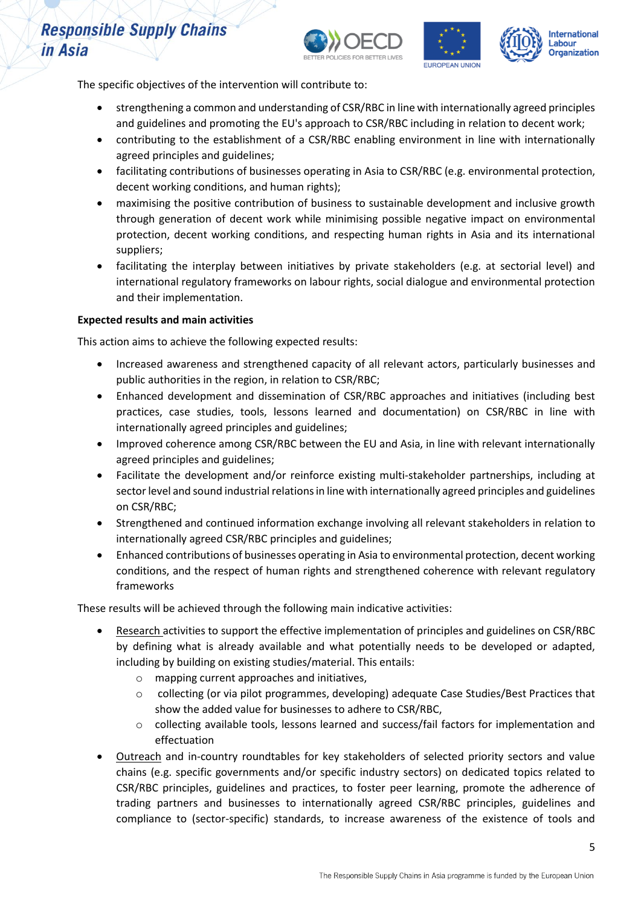The specific objectives of the intervention will contribute to:

- strengthening a common and understanding of CSR/RBC in line with internationally agreed principles and guidelines and promoting the EU's approach to CSR/RBC including in relation to decent work;
- contributing to the establishment of a CSR/RBC enabling environment in line with internationally agreed principles and guidelines;
- facilitating contributions of businesses operating in Asia to CSR/RBC (e.g. environmental protection, decent working conditions, and human rights);
- maximising the positive contribution of business to sustainable development and inclusive growth through generation of decent work while minimising possible negative impact on environmental protection, decent working conditions, and respecting human rights in Asia and its international suppliers;
- facilitating the interplay between initiatives by private stakeholders (e.g. at sectorial level) and international regulatory frameworks on labour rights, social dialogue and environmental protection and their implementation.

**Expected results and main activities**

This action aims to achieve the following expected results:

- Increased awareness and strengthened capacity of all relevant actors, particularly businesses and public authorities in the region, in relation to CSR/RBC;
- Enhanced development and dissemination of CSR/RBC approaches and initiatives (including best practices, case studies, tools, lessons learned and documentation) on CSR/RBC in line with internationally agreed principles and guidelines;
- Improved coherence among CSR/RBC between the EU and Asia, in line with relevant internationally agreed principles and guidelines;
- Facilitate the development and/or reinforce existing multi-stakeholder partnerships, including at sector level and sound industrial relations in line with internationally agreed principles and guidelines on CSR/RBC;
- Strengthened and continued information exchange involving all relevant stakeholders in relation to internationally agreed CSR/RBC principles and guidelines;
- Enhanced contributions of businesses operating in Asia to environmental protection, decent working conditions, and the respect of human rights and strengthened coherence with relevant regulatory frameworks

These results will be achieved through the following main indicative activities:

- Research activities to support the effective implementation of principles and guidelines on CSR/RBC by defining what is already available and what potentially needs to be developed or adapted, including by building on existing studies/material. This entails:
  - mapping current approaches and initiatives,
  - collecting (or via pilot programmes, developing) adequate Case Studies/Best Practices that show the added value for businesses to adhere to CSR/RBC,
  - collecting available tools, lessons learned and success/fail factors for implementation and effectuation
- Outreach and in-country roundtables for key stakeholders of selected priority sectors and value chains (e.g. specific governments and/or specific industry sectors) on dedicated topics related to CSR/RBC principles, guidelines and practices, to foster peer learning, promote the adherence of trading partners and businesses to internationally agreed CSR/RBC principles, guidelines and compliance to (sector-specific) standards, to increase awareness of the existence of tools and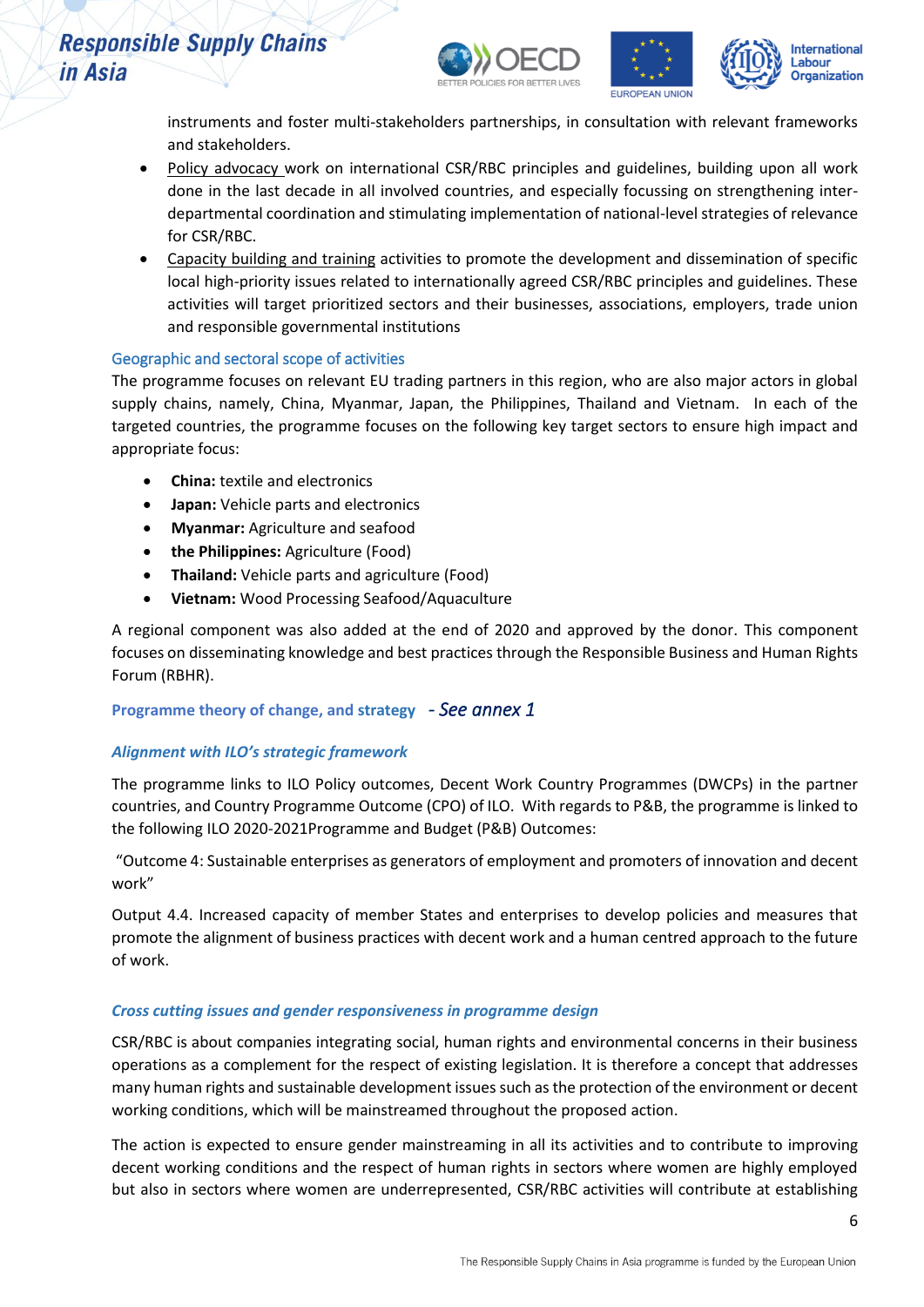instruments and foster multi-stakeholders partnerships, in consultation with relevant frameworks and stakeholders.

- Policy advocacy work on international CSR/RBC principles and guidelines, building upon all work done in the last decade in all involved countries, and especially focussing on strengthening inter-departmental coordination and stimulating implementation of national-level strategies of relevance for CSR/RBC.
- Capacity building and training activities to promote the development and dissemination of specific local high-priority issues related to internationally agreed CSR/RBC principles and guidelines. These activities will target prioritized sectors and their businesses, associations, employers, trade union and responsible governmental institutions

### Geographic and sectoral scope of activities

The programme focuses on relevant EU trading partners in this region, who are also major actors in global supply chains, namely, China, Myanmar, Japan, the Philippines, Thailand and Vietnam. In each of the targeted countries, the programme focuses on the following key target sectors to ensure high impact and appropriate focus:

- **China:** textile and electronics
- **Japan:** Vehicle parts and electronics
- **Myanmar:** Agriculture and seafood
- **the Philippines:** Agriculture (Food)
- **Thailand:** Vehicle parts and agriculture (Food)
- **Vietnam:** Wood Processing Seafood/Aquaculture

A regional component was also added at the end of 2020 and approved by the donor. This component focuses on disseminating knowledge and best practices through the Responsible Business and Human Rights Forum (RBHR).

### **Programme theory of change, and strategy** *- See annex 1*

### *Alignment with ILO's strategic framework*

The programme links to ILO Policy outcomes, Decent Work Country Programmes (DWCPs) in the partner countries, and Country Programme Outcome (CPO) of ILO. With regards to P&B, the programme is linked to the following ILO 2020-2021Programme and Budget (P&B) Outcomes:

"Outcome 4: Sustainable enterprises as generators of employment and promoters of innovation and decent work"

Output 4.4. Increased capacity of member States and enterprises to develop policies and measures that promote the alignment of business practices with decent work and a human centred approach to the future of work.

### *Cross cutting issues and gender responsiveness in programme design*

CSR/RBC is about companies integrating social, human rights and environmental concerns in their business operations as a complement for the respect of existing legislation. It is therefore a concept that addresses many human rights and sustainable development issues such as the protection of the environment or decent working conditions, which will be mainstreamed throughout the proposed action.

The action is expected to ensure gender mainstreaming in all its activities and to contribute to improving decent working conditions and the respect of human rights in sectors where women are highly employed but also in sectors where women are underrepresented, CSR/RBC activities will contribute at establishing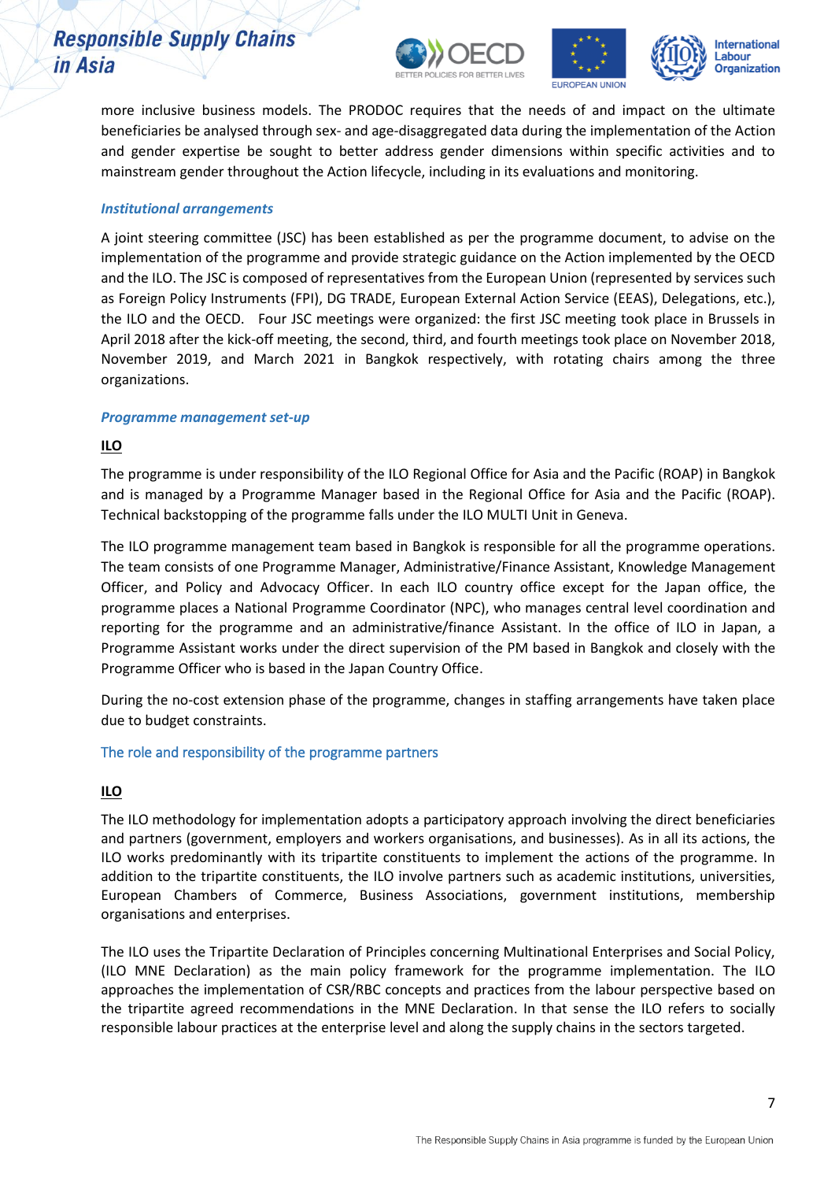more inclusive business models. The PRODOC requires that the needs of and impact on the ultimate beneficiaries be analysed through sex- and age-disaggregated data during the implementation of the Action and gender expertise be sought to better address gender dimensions within specific activities and to mainstream gender throughout the Action lifecycle, including in its evaluations and monitoring.

### *Institutional arrangements*

A joint steering committee (JSC) has been established as per the programme document, to advise on the implementation of the programme and provide strategic guidance on the Action implemented by the OECD and the ILO. The JSC is composed of representatives from the European Union (represented by services such as Foreign Policy Instruments (FPI), DG TRADE, European External Action Service (EEAS), Delegations, etc.), the ILO and the OECD. Four JSC meetings were organized: the first JSC meeting took place in Brussels in April 2018 after the kick-off meeting, the second, third, and fourth meetings took place on November 2018, November 2019, and March 2021 in Bangkok respectively, with rotating chairs among the three organizations.

### *Programme management set-up*

**ILO**

The programme is under responsibility of the ILO Regional Office for Asia and the Pacific (ROAP) in Bangkok and is managed by a Programme Manager based in the Regional Office for Asia and the Pacific (ROAP). Technical backstopping of the programme falls under the ILO MULTI Unit in Geneva.

The ILO programme management team based in Bangkok is responsible for all the programme operations. The team consists of one Programme Manager, Administrative/Finance Assistant, Knowledge Management Officer, and Policy and Advocacy Officer. In each ILO country office except for the Japan office, the programme places a National Programme Coordinator (NPC), who manages central level coordination and reporting for the programme and an administrative/finance Assistant. In the office of ILO in Japan, a Programme Assistant works under the direct supervision of the PM based in Bangkok and closely with the Programme Officer who is based in the Japan Country Office.

During the no-cost extension phase of the programme, changes in staffing arrangements have taken place due to budget constraints.

### The role and responsibility of the programme partners

**ILO**

The ILO methodology for implementation adopts a participatory approach involving the direct beneficiaries and partners (government, employers and workers organisations, and businesses). As in all its actions, the ILO works predominantly with its tripartite constituents to implement the actions of the programme. In addition to the tripartite constituents, the ILO involve partners such as academic institutions, universities, European Chambers of Commerce, Business Associations, government institutions, membership organisations and enterprises.

The ILO uses the Tripartite Declaration of Principles concerning Multinational Enterprises and Social Policy, (ILO MNE Declaration) as the main policy framework for the programme implementation. The ILO approaches the implementation of CSR/RBC concepts and practices from the labour perspective based on the tripartite agreed recommendations in the MNE Declaration. In that sense the ILO refers to socially responsible labour practices at the enterprise level and along the supply chains in the sectors targeted.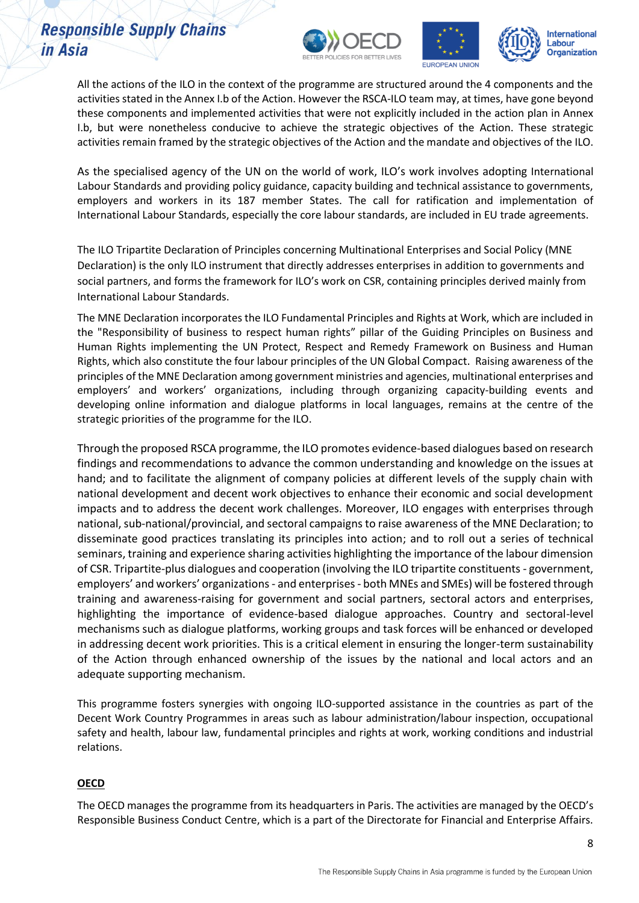All the actions of the ILO in the context of the programme are structured around the 4 components and the activities stated in the Annex I.b of the Action. However the RSCA-ILO team may, at times, have gone beyond these components and implemented activities that were not explicitly included in the action plan in Annex I.b, but were nonetheless conducive to achieve the strategic objectives of the Action. These strategic activities remain framed by the strategic objectives of the Action and the mandate and objectives of the ILO.

As the specialised agency of the UN on the world of work, ILO's work involves adopting International Labour Standards and providing policy guidance, capacity building and technical assistance to governments, employers and workers in its 187 member States. The call for ratification and implementation of International Labour Standards, especially the core labour standards, are included in EU trade agreements.

The ILO Tripartite Declaration of Principles concerning Multinational Enterprises and Social Policy (MNE Declaration) is the only ILO instrument that directly addresses enterprises in addition to governments and social partners, and forms the framework for ILO's work on CSR, containing principles derived mainly from International Labour Standards.

The MNE Declaration incorporates the ILO Fundamental Principles and Rights at Work, which are included in the "Responsibility of business to respect human rights" pillar of the Guiding Principles on Business and Human Rights implementing the UN Protect, Respect and Remedy Framework on Business and Human Rights, which also constitute the four labour principles of the UN Global Compact. Raising awareness of the principles of the MNE Declaration among government ministries and agencies, multinational enterprises and employers' and workers' organizations, including through organizing capacity-building events and developing online information and dialogue platforms in local languages, remains at the centre of the strategic priorities of the programme for the ILO.

Through the proposed RSCA programme, the ILO promotes evidence-based dialogues based on research findings and recommendations to advance the common understanding and knowledge on the issues at hand; and to facilitate the alignment of company policies at different levels of the supply chain with national development and decent work objectives to enhance their economic and social development impacts and to address the decent work challenges. Moreover, ILO engages with enterprises through national, sub-national/provincial, and sectoral campaigns to raise awareness of the MNE Declaration; to disseminate good practices translating its principles into action; and to roll out a series of technical seminars, training and experience sharing activities highlighting the importance of the labour dimension of CSR. Tripartite-plus dialogues and cooperation (involving the ILO tripartite constituents - government, employers' and workers' organizations - and enterprises - both MNEs and SMEs) will be fostered through training and awareness-raising for government and social partners, sectoral actors and enterprises, highlighting the importance of evidence-based dialogue approaches. Country and sectoral-level mechanisms such as dialogue platforms, working groups and task forces will be enhanced or developed in addressing decent work priorities. This is a critical element in ensuring the longer-term sustainability of the Action through enhanced ownership of the issues by the national and local actors and an adequate supporting mechanism.

This programme fosters synergies with ongoing ILO-supported assistance in the countries as part of the Decent Work Country Programmes in areas such as labour administration/labour inspection, occupational safety and health, labour law, fundamental principles and rights at work, working conditions and industrial relations.

## OECD

The OECD manages the programme from its headquarters in Paris. The activities are managed by the OECD's Responsible Business Conduct Centre, which is a part of the Directorate for Financial and Enterprise Affairs.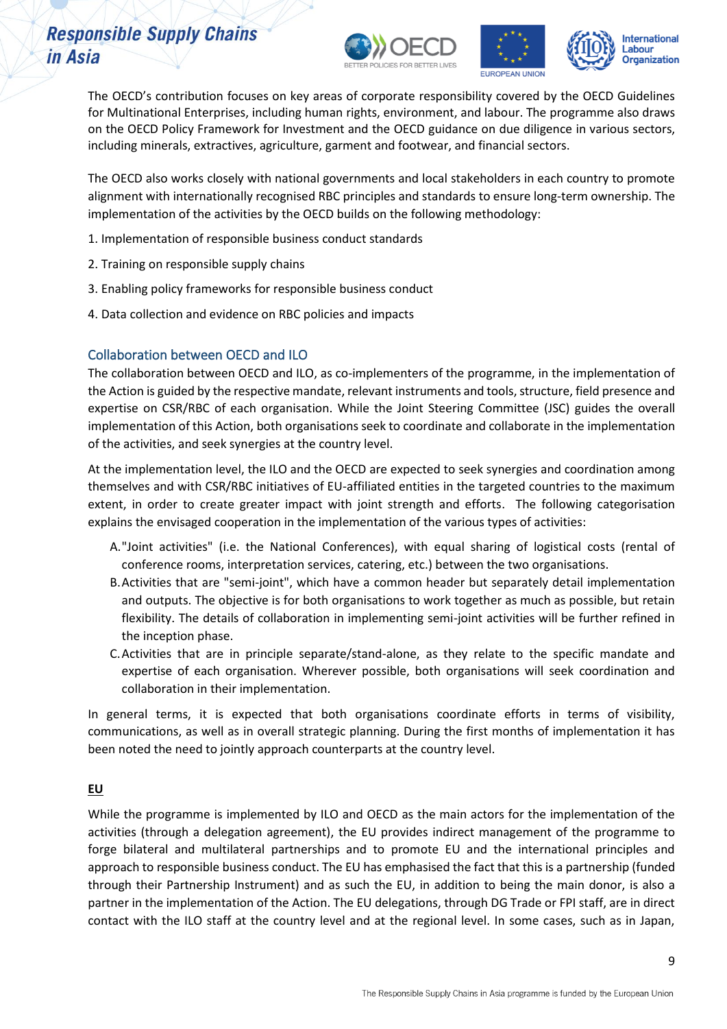The OECD's contribution focuses on key areas of corporate responsibility covered by the OECD Guidelines for Multinational Enterprises, including human rights, environment, and labour. The programme also draws on the OECD Policy Framework for Investment and the OECD guidance on due diligence in various sectors, including minerals, extractives, agriculture, garment and footwear, and financial sectors.

The OECD also works closely with national governments and local stakeholders in each country to promote alignment with internationally recognised RBC principles and standards to ensure long-term ownership. The implementation of the activities by the OECD builds on the following methodology:

1. Implementation of responsible business conduct standards
2. Training on responsible supply chains
3. Enabling policy frameworks for responsible business conduct
4. Data collection and evidence on RBC policies and impacts

## Collaboration between OECD and ILO

The collaboration between OECD and ILO, as co-implementers of the programme, in the implementation of the Action is guided by the respective mandate, relevant instruments and tools, structure, field presence and expertise on CSR/RBC of each organisation. While the Joint Steering Committee (JSC) guides the overall implementation of this Action, both organisations seek to coordinate and collaborate in the implementation of the activities, and seek synergies at the country level.

At the implementation level, the ILO and the OECD are expected to seek synergies and coordination among themselves and with CSR/RBC initiatives of EU-affiliated entities in the targeted countries to the maximum extent, in order to create greater impact with joint strength and efforts. The following categorisation explains the envisaged cooperation in the implementation of the various types of activities:

A. "Joint activities" (i.e. the National Conferences), with equal sharing of logistical costs (rental of conference rooms, interpretation services, catering, etc.) between the two organisations.
B. Activities that are "semi-joint", which have a common header but separately detail implementation and outputs. The objective is for both organisations to work together as much as possible, but retain flexibility. The details of collaboration in implementing semi-joint activities will be further refined in the inception phase.
C. Activities that are in principle separate/stand-alone, as they relate to the specific mandate and expertise of each organisation. Wherever possible, both organisations will seek coordination and collaboration in their implementation.

In general terms, it is expected that both organisations coordinate efforts in terms of visibility, communications, as well as in overall strategic planning. During the first months of implementation it has been noted the need to jointly approach counterparts at the country level.

**EU**

While the programme is implemented by ILO and OECD as the main actors for the implementation of the activities (through a delegation agreement), the EU provides indirect management of the programme to forge bilateral and multilateral partnerships and to promote EU and the international principles and approach to responsible business conduct. The EU has emphasised the fact that this is a partnership (funded through their Partnership Instrument) and as such the EU, in addition to being the main donor, is also a partner in the implementation of the Action. The EU delegations, through DG Trade or FPI staff, are in direct contact with the ILO staff at the country level and at the regional level. In some cases, such as in Japan,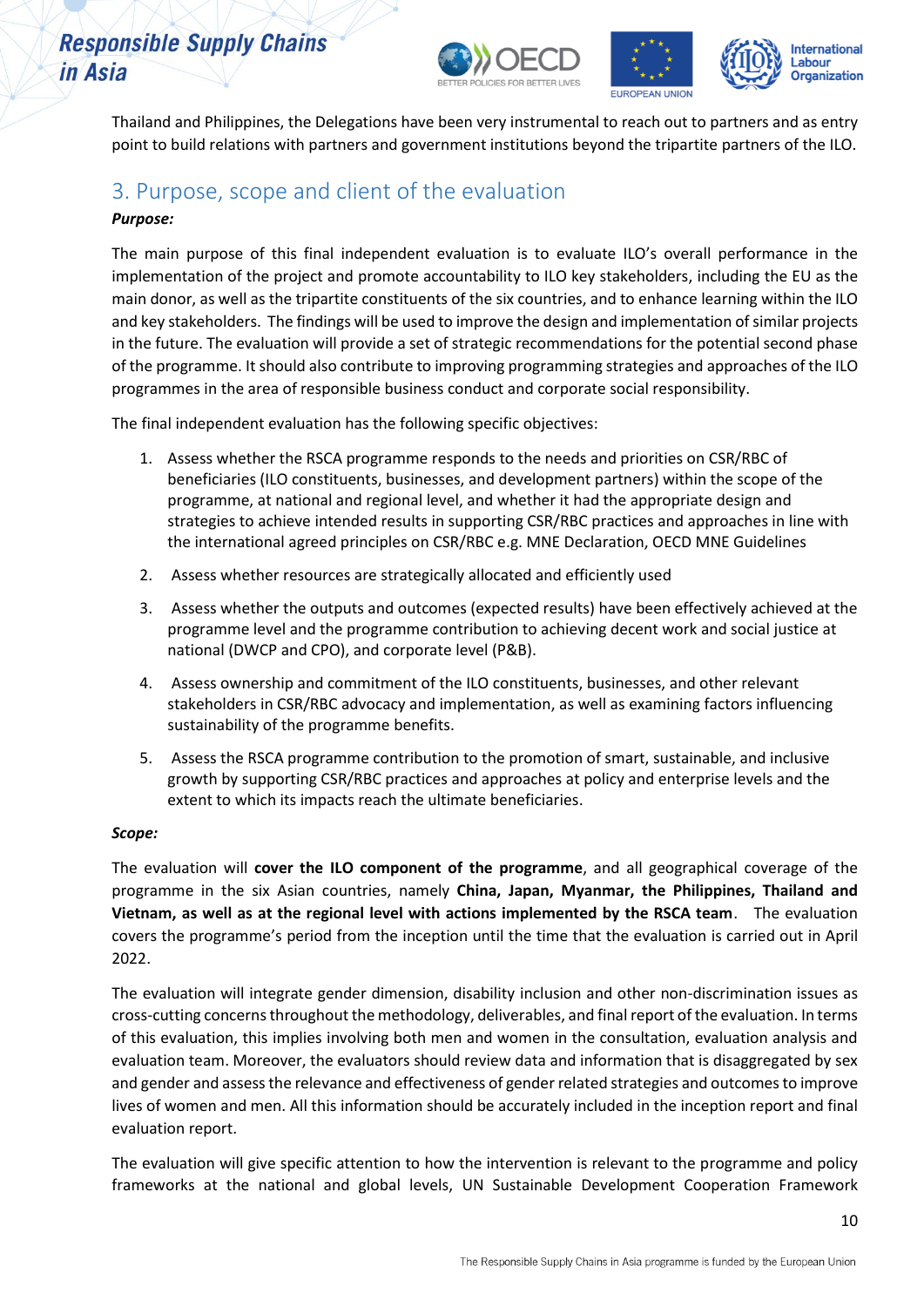Thailand and Philippines, the Delegations have been very instrumental to reach out to partners and as entry point to build relations with partners and government institutions beyond the tripartite partners of the ILO.

## 3. Purpose, scope and client of the evaluation

***Purpose:***

The main purpose of this final independent evaluation is to evaluate ILO's overall performance in the implementation of the project and promote accountability to ILO key stakeholders, including the EU as the main donor, as well as the tripartite constituents of the six countries, and to enhance learning within the ILO and key stakeholders. The findings will be used to improve the design and implementation of similar projects in the future. The evaluation will provide a set of strategic recommendations for the potential second phase of the programme. It should also contribute to improving programming strategies and approaches of the ILO programmes in the area of responsible business conduct and corporate social responsibility.

The final independent evaluation has the following specific objectives:

1. Assess whether the RSCA programme responds to the needs and priorities on CSR/RBC of beneficiaries (ILO constituents, businesses, and development partners) within the scope of the programme, at national and regional level, and whether it had the appropriate design and strategies to achieve intended results in supporting CSR/RBC practices and approaches in line with the international agreed principles on CSR/RBC e.g. MNE Declaration, OECD MNE Guidelines
2. Assess whether resources are strategically allocated and efficiently used
3. Assess whether the outputs and outcomes (expected results) have been effectively achieved at the programme level and the programme contribution to achieving decent work and social justice at national (DWCP and CPO), and corporate level (P&B).
4. Assess ownership and commitment of the ILO constituents, businesses, and other relevant stakeholders in CSR/RBC advocacy and implementation, as well as examining factors influencing sustainability of the programme benefits.
5. Assess the RSCA programme contribution to the promotion of smart, sustainable, and inclusive growth by supporting CSR/RBC practices and approaches at policy and enterprise levels and the extent to which its impacts reach the ultimate beneficiaries.

***Scope:***

The evaluation will **cover the ILO component of the programme**, and all geographical coverage of the programme in the six Asian countries, namely **China, Japan, Myanmar, the Philippines, Thailand and Vietnam, as well as at the regional level with actions implemented by the RSCA team**. The evaluation covers the programme's period from the inception until the time that the evaluation is carried out in April 2022.

The evaluation will integrate gender dimension, disability inclusion and other non-discrimination issues as cross-cutting concerns throughout the methodology, deliverables, and final report of the evaluation. In terms of this evaluation, this implies involving both men and women in the consultation, evaluation analysis and evaluation team. Moreover, the evaluators should review data and information that is disaggregated by sex and gender and assess the relevance and effectiveness of gender related strategies and outcomes to improve lives of women and men. All this information should be accurately included in the inception report and final evaluation report.

The evaluation will give specific attention to how the intervention is relevant to the programme and policy frameworks at the national and global levels, UN Sustainable Development Cooperation Framework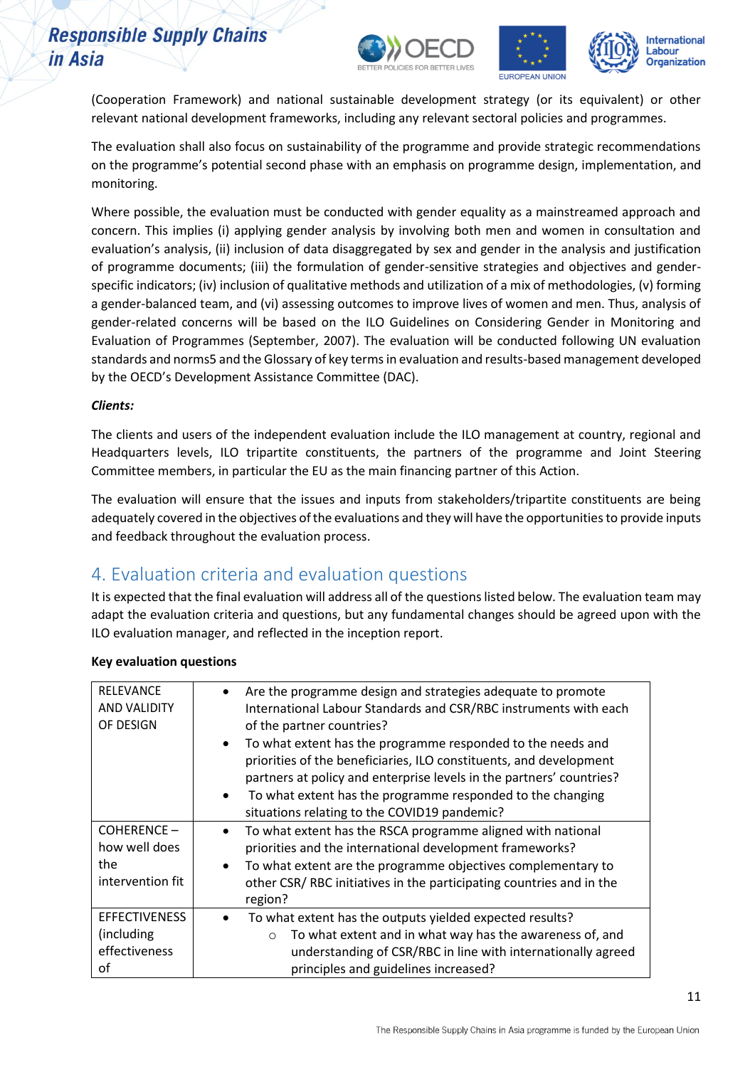(Cooperation Framework) and national sustainable development strategy (or its equivalent) or other relevant national development frameworks, including any relevant sectoral policies and programmes.

The evaluation shall also focus on sustainability of the programme and provide strategic recommendations on the programme's potential second phase with an emphasis on programme design, implementation, and monitoring.

Where possible, the evaluation must be conducted with gender equality as a mainstreamed approach and concern. This implies (i) applying gender analysis by involving both men and women in consultation and evaluation's analysis, (ii) inclusion of data disaggregated by sex and gender in the analysis and justification of programme documents; (iii) the formulation of gender-sensitive strategies and objectives and gender-specific indicators; (iv) inclusion of qualitative methods and utilization of a mix of methodologies, (v) forming a gender-balanced team, and (vi) assessing outcomes to improve lives of women and men. Thus, analysis of gender-related concerns will be based on the ILO Guidelines on Considering Gender in Monitoring and Evaluation of Programmes (September, 2007). The evaluation will be conducted following UN evaluation standards and norms5 and the Glossary of key terms in evaluation and results-based management developed by the OECD's Development Assistance Committee (DAC).

***Clients:***

The clients and users of the independent evaluation include the ILO management at country, regional and Headquarters levels, ILO tripartite constituents, the partners of the programme and Joint Steering Committee members, in particular the EU as the main financing partner of this Action.

The evaluation will ensure that the issues and inputs from stakeholders/tripartite constituents are being adequately covered in the objectives of the evaluations and they will have the opportunities to provide inputs and feedback throughout the evaluation process.

## 4. Evaluation criteria and evaluation questions

It is expected that the final evaluation will address all of the questions listed below. The evaluation team may adapt the evaluation criteria and questions, but any fundamental changes should be agreed upon with the ILO evaluation manager, and reflected in the inception report.

**Key evaluation questions**

| | |
|---|---|
| RELEVANCE AND VALIDITY OF DESIGN | • Are the programme design and strategies adequate to promote International Labour Standards and CSR/RBC instruments with each of the partner countries?<br>• To what extent has the programme responded to the needs and priorities of the beneficiaries, ILO constituents, and development partners at policy and enterprise levels in the partners' countries?<br>• To what extent has the programme responded to the changing situations relating to the COVID19 pandemic? |
| COHERENCE – how well does the intervention fit | • To what extent has the RSCA programme aligned with national priorities and the international development frameworks?<br>• To what extent are the programme objectives complementary to other CSR/ RBC initiatives in the participating countries and in the region? |
| EFFECTIVENESS (including effectiveness of | • To what extent has the outputs yielded expected results?<br>  ○ To what extent and in what way has the awareness of, and understanding of CSR/RBC in line with internationally agreed principles and guidelines increased? |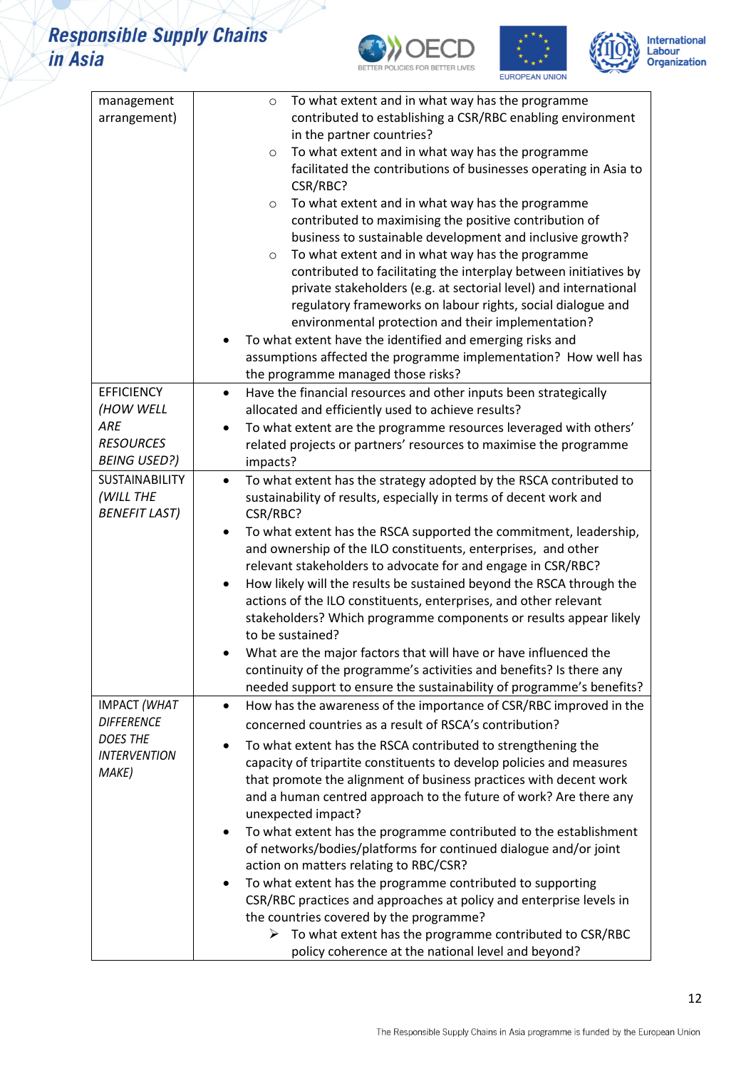| management arrangement) | <ul><li>To what extent and in what way has the programme contributed to establishing a CSR/RBC enabling environment in the partner countries?</li><li>To what extent and in what way has the programme facilitated the contributions of businesses operating in Asia to CSR/RBC?</li><li>To what extent and in what way has the programme contributed to maximising the positive contribution of business to sustainable development and inclusive growth?</li><li>To what extent and in what way has the programme contributed to facilitating the interplay between initiatives by private stakeholders (e.g. at sectorial level) and international regulatory frameworks on labour rights, social dialogue and environmental protection and their implementation?</li></ul>• To what extent have the identified and emerging risks and assumptions affected the programme implementation? How well has the programme managed those risks? |
|---|---|
| EFFICIENCY *(HOW WELL ARE RESOURCES BEING USED?)* | • Have the financial resources and other inputs been strategically allocated and efficiently used to achieve results?<br>• To what extent are the programme resources leveraged with others' related projects or partners' resources to maximise the programme impacts? |
| SUSTAINABILITY *(WILL THE BENEFIT LAST)* | • To what extent has the strategy adopted by the RSCA contributed to sustainability of results, especially in terms of decent work and CSR/RBC?<br>• To what extent has the RSCA supported the commitment, leadership, and ownership of the ILO constituents, enterprises, and other relevant stakeholders to advocate for and engage in CSR/RBC?<br>• How likely will the results be sustained beyond the RSCA through the actions of the ILO constituents, enterprises, and other relevant stakeholders? Which programme components or results appear likely to be sustained?<br>• What are the major factors that will have or have influenced the continuity of the programme's activities and benefits? Is there any needed support to ensure the sustainability of programme's benefits? |
| IMPACT *(WHAT DIFFERENCE DOES THE INTERVENTION MAKE)* | • How has the awareness of the importance of CSR/RBC improved in the concerned countries as a result of RSCA's contribution?<br>• To what extent has the RSCA contributed to strengthening the capacity of tripartite constituents to develop policies and measures that promote the alignment of business practices with decent work and a human centred approach to the future of work? Are there any unexpected impact?<br>• To what extent has the programme contributed to the establishment of networks/bodies/platforms for continued dialogue and/or joint action on matters relating to RBC/CSR?<br>• To what extent has the programme contributed to supporting CSR/RBC practices and approaches at policy and enterprise levels in the countries covered by the programme?<br>&nbsp;&nbsp;&nbsp;&nbsp;➢ To what extent has the programme contributed to CSR/RBC policy coherence at the national level and beyond? |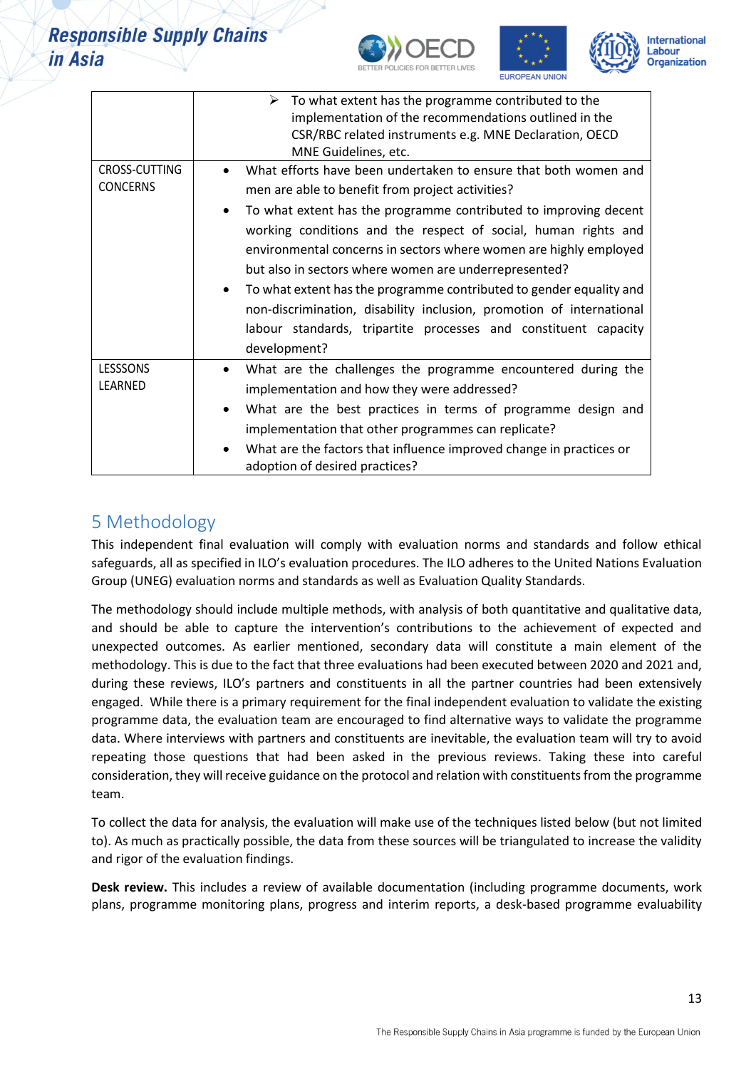| | |
|---|---|
| | ➢ To what extent has the programme contributed to the implementation of the recommendations outlined in the CSR/RBC related instruments e.g. MNE Declaration, OECD MNE Guidelines, etc. |
| CROSS-CUTTING CONCERNS | • What efforts have been undertaken to ensure that both women and men are able to benefit from project activities?<br>• To what extent has the programme contributed to improving decent working conditions and the respect of social, human rights and environmental concerns in sectors where women are highly employed but also in sectors where women are underrepresented?<br>• To what extent has the programme contributed to gender equality and non-discrimination, disability inclusion, promotion of international labour standards, tripartite processes and constituent capacity development? |
| LESSSONS LEARNED | • What are the challenges the programme encountered during the implementation and how they were addressed?<br>• What are the best practices in terms of programme design and implementation that other programmes can replicate?<br>• What are the factors that influence improved change in practices or adoption of desired practices? |

## 5 Methodology

This independent final evaluation will comply with evaluation norms and standards and follow ethical safeguards, all as specified in ILO's evaluation procedures. The ILO adheres to the United Nations Evaluation Group (UNEG) evaluation norms and standards as well as Evaluation Quality Standards.

The methodology should include multiple methods, with analysis of both quantitative and qualitative data, and should be able to capture the intervention's contributions to the achievement of expected and unexpected outcomes. As earlier mentioned, secondary data will constitute a main element of the methodology. This is due to the fact that three evaluations had been executed between 2020 and 2021 and, during these reviews, ILO's partners and constituents in all the partner countries had been extensively engaged. While there is a primary requirement for the final independent evaluation to validate the existing programme data, the evaluation team are encouraged to find alternative ways to validate the programme data. Where interviews with partners and constituents are inevitable, the evaluation team will try to avoid repeating those questions that had been asked in the previous reviews. Taking these into careful consideration, they will receive guidance on the protocol and relation with constituents from the programme team.

To collect the data for analysis, the evaluation will make use of the techniques listed below (but not limited to). As much as practically possible, the data from these sources will be triangulated to increase the validity and rigor of the evaluation findings.

**Desk review.** This includes a review of available documentation (including programme documents, work plans, programme monitoring plans, progress and interim reports, a desk-based programme evaluability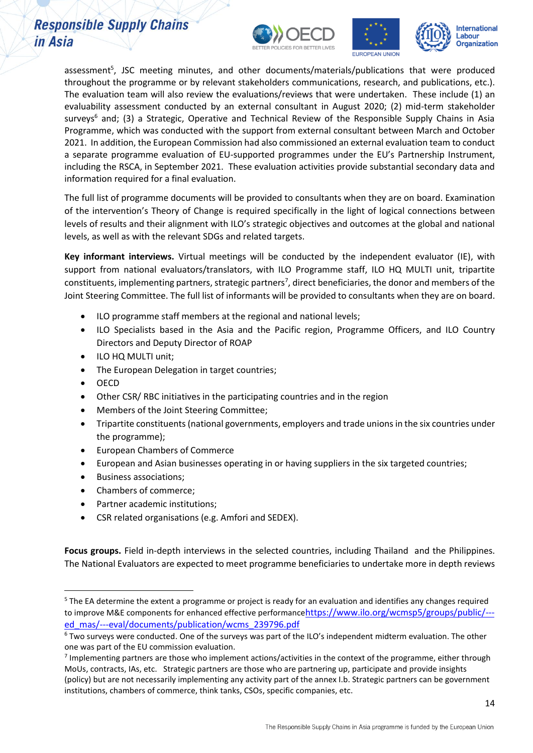assessment[5], JSC meeting minutes, and other documents/materials/publications that were produced throughout the programme or by relevant stakeholders communications, research, and publications, etc.). The evaluation team will also review the evaluations/reviews that were undertaken. These include (1) an evaluability assessment conducted by an external consultant in August 2020; (2) mid-term stakeholder surveys[6] and; (3) a Strategic, Operative and Technical Review of the Responsible Supply Chains in Asia Programme, which was conducted with the support from external consultant between March and October 2021. In addition, the European Commission had also commissioned an external evaluation team to conduct a separate programme evaluation of EU-supported programmes under the EU's Partnership Instrument, including the RSCA, in September 2021. These evaluation activities provide substantial secondary data and information required for a final evaluation.

The full list of programme documents will be provided to consultants when they are on board. Examination of the intervention's Theory of Change is required specifically in the light of logical connections between levels of results and their alignment with ILO's strategic objectives and outcomes at the global and national levels, as well as with the relevant SDGs and related targets.

**Key informant interviews.** Virtual meetings will be conducted by the independent evaluator (IE), with support from national evaluators/translators, with ILO Programme staff, ILO HQ MULTI unit, tripartite constituents, implementing partners, strategic partners[7], direct beneficiaries, the donor and members of the Joint Steering Committee. The full list of informants will be provided to consultants when they are on board.

- ILO programme staff members at the regional and national levels;
- ILO Specialists based in the Asia and the Pacific region, Programme Officers, and ILO Country Directors and Deputy Director of ROAP
- ILO HQ MULTI unit;
- The European Delegation in target countries;
- OECD
- Other CSR/ RBC initiatives in the participating countries and in the region
- Members of the Joint Steering Committee;
- Tripartite constituents (national governments, employers and trade unions in the six countries under the programme);
- European Chambers of Commerce
- European and Asian businesses operating in or having suppliers in the six targeted countries;
- Business associations;
- Chambers of commerce;
- Partner academic institutions;
- CSR related organisations (e.g. Amfori and SEDEX).

**Focus groups.** Field in-depth interviews in the selected countries, including Thailand and the Philippines. The National Evaluators are expected to meet programme beneficiaries to undertake more in depth reviews

---

[5] The EA determine the extent a programme or project is ready for an evaluation and identifies any changes required to improve M&E components for enhanced effective performance https://www.ilo.org/wcmsp5/groups/public/---ed_mas/---eval/documents/publication/wcms_239796.pdf

[6] Two surveys were conducted. One of the surveys was part of the ILO's independent midterm evaluation. The other one was part of the EU commission evaluation.

[7] Implementing partners are those who implement actions/activities in the context of the programme, either through MoUs, contracts, IAs, etc. Strategic partners are those who are partnering up, participate and provide insights (policy) but are not necessarily implementing any activity part of the annex I.b. Strategic partners can be government institutions, chambers of commerce, think tanks, CSOs, specific companies, etc.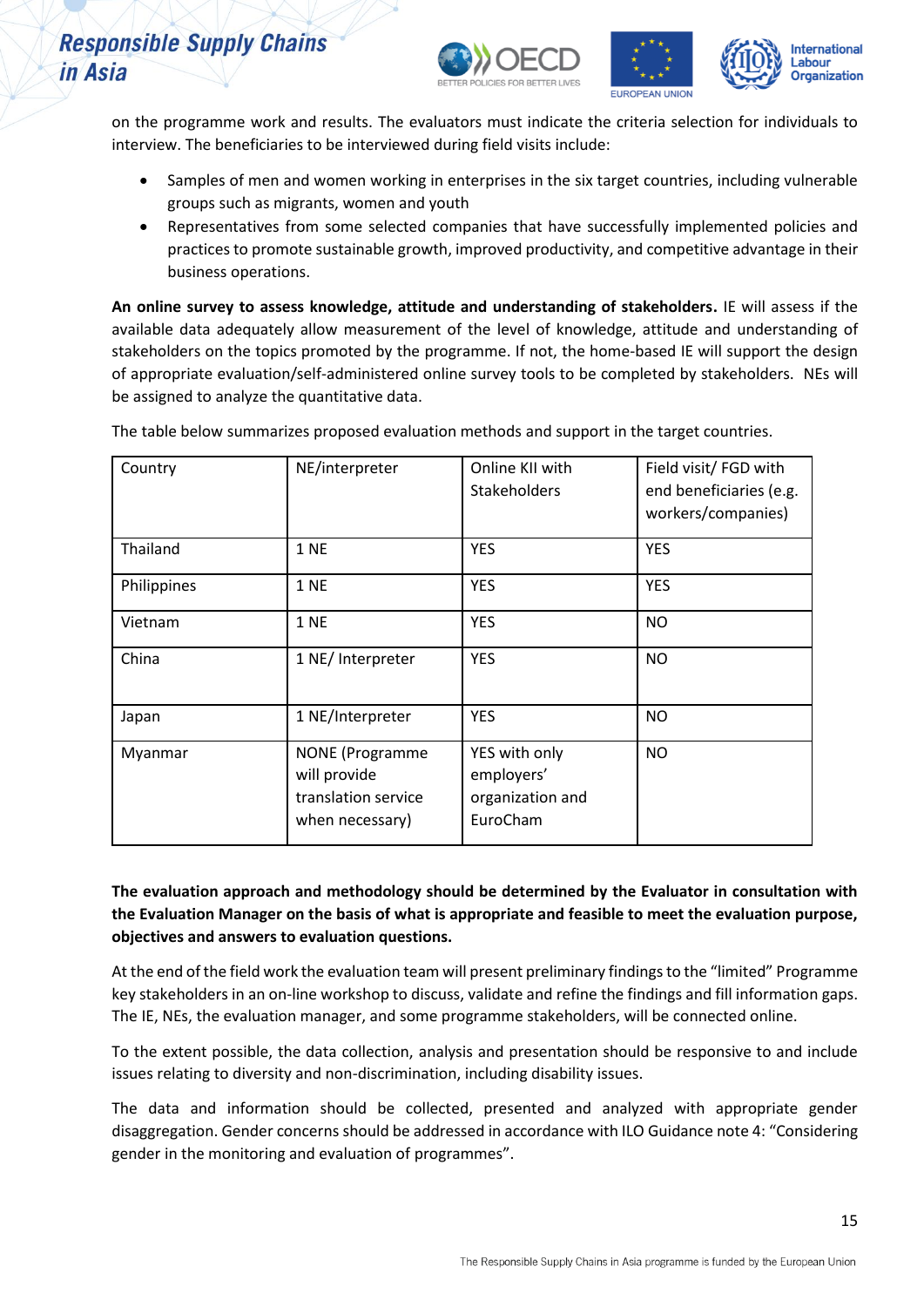on the programme work and results. The evaluators must indicate the criteria selection for individuals to interview. The beneficiaries to be interviewed during field visits include:

- Samples of men and women working in enterprises in the six target countries, including vulnerable groups such as migrants, women and youth
- Representatives from some selected companies that have successfully implemented policies and practices to promote sustainable growth, improved productivity, and competitive advantage in their business operations.

**An online survey to assess knowledge, attitude and understanding of stakeholders.** IE will assess if the available data adequately allow measurement of the level of knowledge, attitude and understanding of stakeholders on the topics promoted by the programme. If not, the home-based IE will support the design of appropriate evaluation/self-administered online survey tools to be completed by stakeholders. NEs will be assigned to analyze the quantitative data.

The table below summarizes proposed evaluation methods and support in the target countries.

| Country | NE/interpreter | Online KII with Stakeholders | Field visit/ FGD with end beneficiaries (e.g. workers/companies) |
|---|---|---|---|
| Thailand | 1 NE | YES | YES |
| Philippines | 1 NE | YES | YES |
| Vietnam | 1 NE | YES | NO |
| China | 1 NE/ Interpreter | YES | NO |
| Japan | 1 NE/Interpreter | YES | NO |
| Myanmar | NONE (Programme will provide translation service when necessary) | YES with only employers' organization and EuroCham | NO |

**The evaluation approach and methodology should be determined by the Evaluator in consultation with the Evaluation Manager on the basis of what is appropriate and feasible to meet the evaluation purpose, objectives and answers to evaluation questions.**

At the end of the field work the evaluation team will present preliminary findings to the "limited" Programme key stakeholders in an on-line workshop to discuss, validate and refine the findings and fill information gaps. The IE, NEs, the evaluation manager, and some programme stakeholders, will be connected online.

To the extent possible, the data collection, analysis and presentation should be responsive to and include issues relating to diversity and non-discrimination, including disability issues.

The data and information should be collected, presented and analyzed with appropriate gender disaggregation. Gender concerns should be addressed in accordance with ILO Guidance note 4: "Considering gender in the monitoring and evaluation of programmes".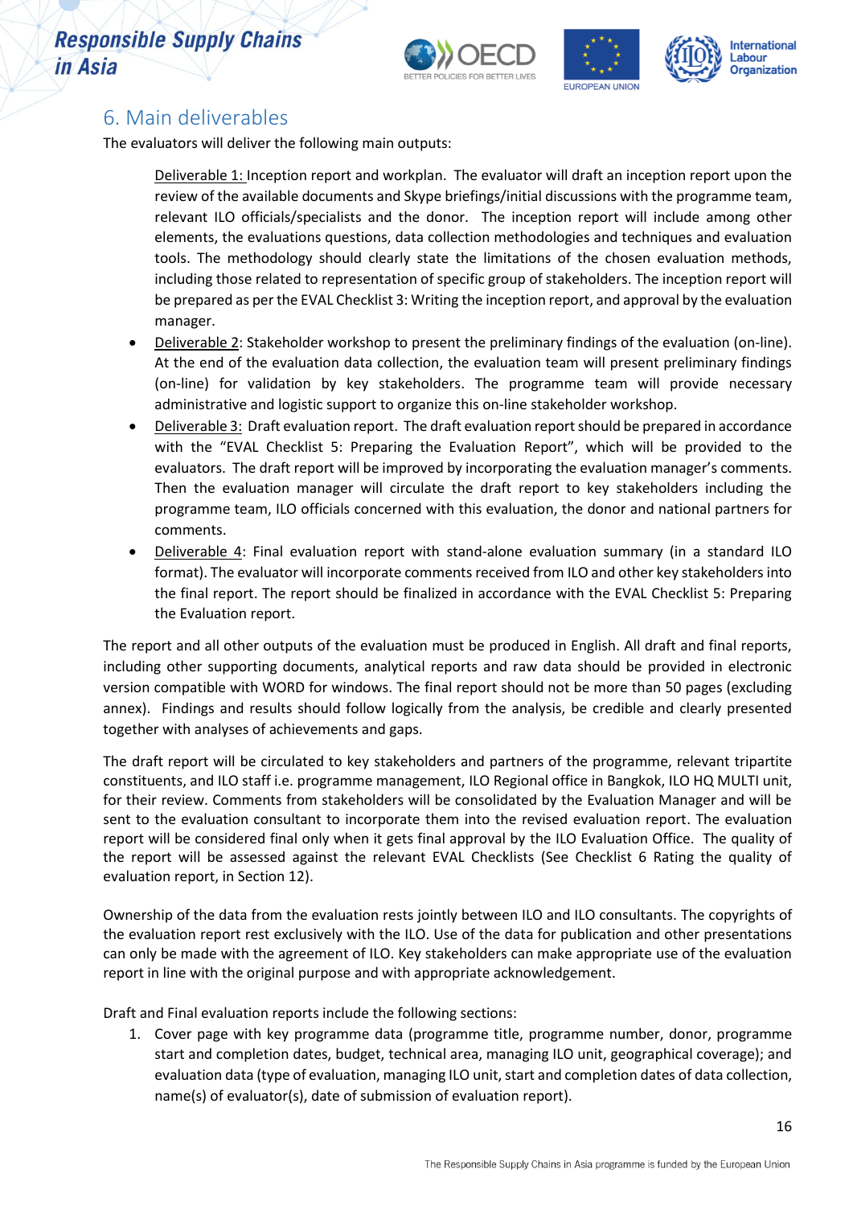## 6. Main deliverables

The evaluators will deliver the following main outputs:

Deliverable 1: Inception report and workplan. The evaluator will draft an inception report upon the review of the available documents and Skype briefings/initial discussions with the programme team, relevant ILO officials/specialists and the donor. The inception report will include among other elements, the evaluations questions, data collection methodologies and techniques and evaluation tools. The methodology should clearly state the limitations of the chosen evaluation methods, including those related to representation of specific group of stakeholders. The inception report will be prepared as per the EVAL Checklist 3: Writing the inception report, and approval by the evaluation manager.

- Deliverable 2: Stakeholder workshop to present the preliminary findings of the evaluation (on-line). At the end of the evaluation data collection, the evaluation team will present preliminary findings (on-line) for validation by key stakeholders. The programme team will provide necessary administrative and logistic support to organize this on-line stakeholder workshop.
- Deliverable 3: Draft evaluation report. The draft evaluation report should be prepared in accordance with the "EVAL Checklist 5: Preparing the Evaluation Report", which will be provided to the evaluators. The draft report will be improved by incorporating the evaluation manager's comments. Then the evaluation manager will circulate the draft report to key stakeholders including the programme team, ILO officials concerned with this evaluation, the donor and national partners for comments.
- Deliverable 4: Final evaluation report with stand-alone evaluation summary (in a standard ILO format). The evaluator will incorporate comments received from ILO and other key stakeholders into the final report. The report should be finalized in accordance with the EVAL Checklist 5: Preparing the Evaluation report.

The report and all other outputs of the evaluation must be produced in English. All draft and final reports, including other supporting documents, analytical reports and raw data should be provided in electronic version compatible with WORD for windows. The final report should not be more than 50 pages (excluding annex). Findings and results should follow logically from the analysis, be credible and clearly presented together with analyses of achievements and gaps.

The draft report will be circulated to key stakeholders and partners of the programme, relevant tripartite constituents, and ILO staff i.e. programme management, ILO Regional office in Bangkok, ILO HQ MULTI unit, for their review. Comments from stakeholders will be consolidated by the Evaluation Manager and will be sent to the evaluation consultant to incorporate them into the revised evaluation report. The evaluation report will be considered final only when it gets final approval by the ILO Evaluation Office. The quality of the report will be assessed against the relevant EVAL Checklists (See Checklist 6 Rating the quality of evaluation report, in Section 12).

Ownership of the data from the evaluation rests jointly between ILO and ILO consultants. The copyrights of the evaluation report rest exclusively with the ILO. Use of the data for publication and other presentations can only be made with the agreement of ILO. Key stakeholders can make appropriate use of the evaluation report in line with the original purpose and with appropriate acknowledgement.

Draft and Final evaluation reports include the following sections:

1. Cover page with key programme data (programme title, programme number, donor, programme start and completion dates, budget, technical area, managing ILO unit, geographical coverage); and evaluation data (type of evaluation, managing ILO unit, start and completion dates of data collection, name(s) of evaluator(s), date of submission of evaluation report).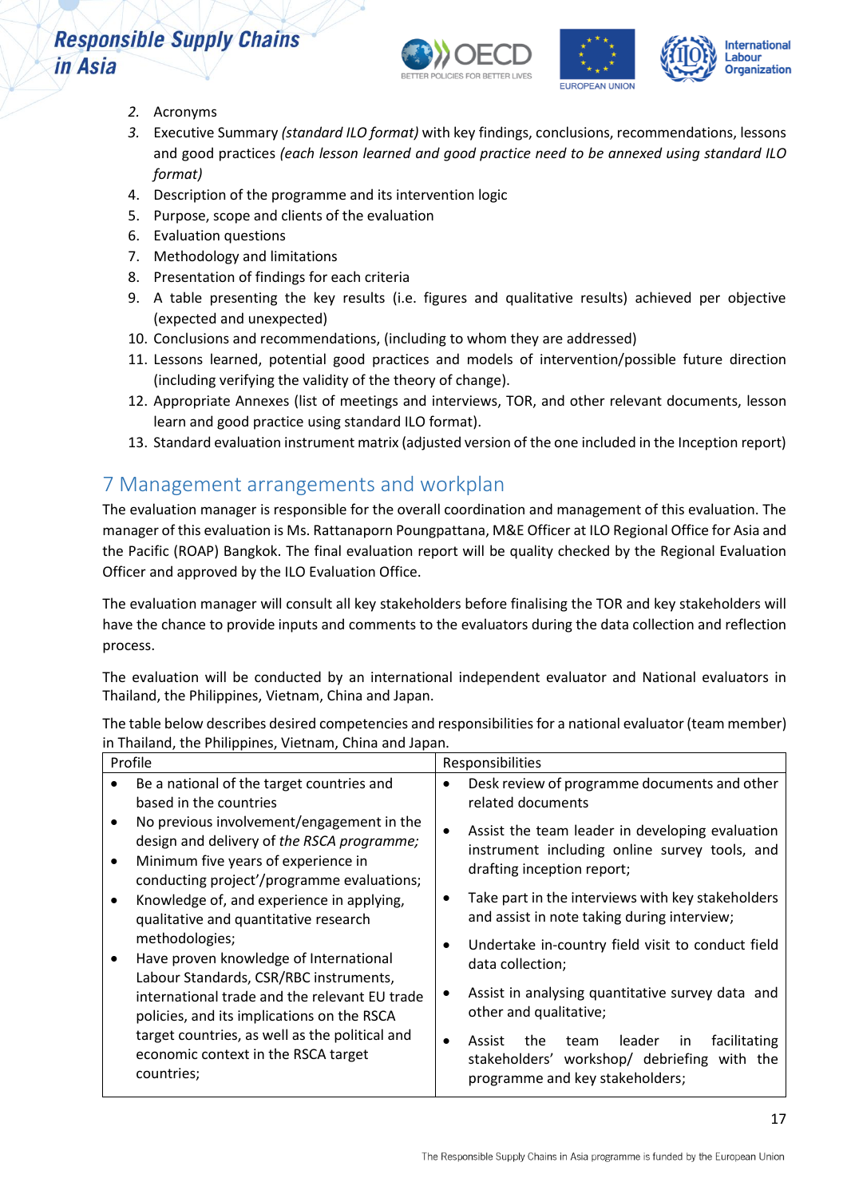2. Acronyms
3. Executive Summary *(standard ILO format)* with key findings, conclusions, recommendations, lessons and good practices *(each lesson learned and good practice need to be annexed using standard ILO format)*
4. Description of the programme and its intervention logic
5. Purpose, scope and clients of the evaluation
6. Evaluation questions
7. Methodology and limitations
8. Presentation of findings for each criteria
9. A table presenting the key results (i.e. figures and qualitative results) achieved per objective (expected and unexpected)
10. Conclusions and recommendations, (including to whom they are addressed)
11. Lessons learned, potential good practices and models of intervention/possible future direction (including verifying the validity of the theory of change).
12. Appropriate Annexes (list of meetings and interviews, TOR, and other relevant documents, lesson learn and good practice using standard ILO format).
13. Standard evaluation instrument matrix (adjusted version of the one included in the Inception report)

## 7 Management arrangements and workplan

The evaluation manager is responsible for the overall coordination and management of this evaluation. The manager of this evaluation is Ms. Rattanaporn Poungpattana, M&E Officer at ILO Regional Office for Asia and the Pacific (ROAP) Bangkok. The final evaluation report will be quality checked by the Regional Evaluation Officer and approved by the ILO Evaluation Office.

The evaluation manager will consult all key stakeholders before finalising the TOR and key stakeholders will have the chance to provide inputs and comments to the evaluators during the data collection and reflection process.

The evaluation will be conducted by an international independent evaluator and National evaluators in Thailand, the Philippines, Vietnam, China and Japan.

The table below describes desired competencies and responsibilities for a national evaluator (team member) in Thailand, the Philippines, Vietnam, China and Japan.

| Profile | Responsibilities |
|---|---|
| • Be a national of the target countries and based in the countries<br>• No previous involvement/engagement in the design and delivery of *the RSCA programme;*<br>• Minimum five years of experience in conducting project'/programme evaluations;<br>• Knowledge of, and experience in applying, qualitative and quantitative research methodologies;<br>• Have proven knowledge of International Labour Standards, CSR/RBC instruments, international trade and the relevant EU trade policies, and its implications on the RSCA target countries, as well as the political and economic context in the RSCA target countries; | • Desk review of programme documents and other related documents<br>• Assist the team leader in developing evaluation instrument including online survey tools, and drafting inception report;<br>• Take part in the interviews with key stakeholders and assist in note taking during interview;<br>• Undertake in-country field visit to conduct field data collection;<br>• Assist in analysing quantitative survey data and other and qualitative;<br>• Assist the team leader in facilitating stakeholders' workshop/ debriefing with the programme and key stakeholders; |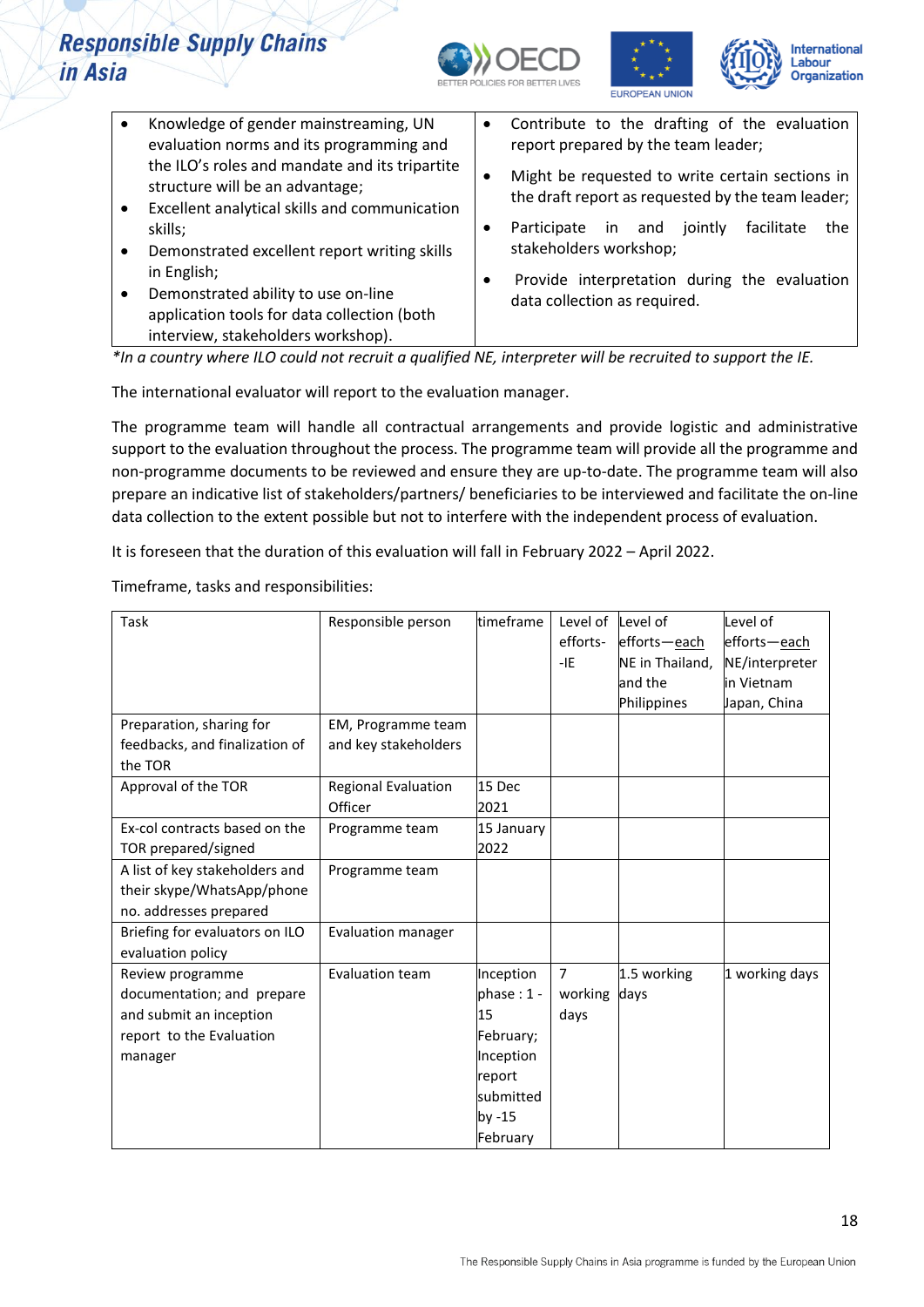| | |
|---|---|
| • Knowledge of gender mainstreaming, UN evaluation norms and its programming and the ILO's roles and mandate and its tripartite structure will be an advantage;<br>• Excellent analytical skills and communication skills;<br>• Demonstrated excellent report writing skills in English;<br>• Demonstrated ability to use on-line application tools for data collection (both interview, stakeholders workshop). | • Contribute to the drafting of the evaluation report prepared by the team leader;<br>• Might be requested to write certain sections in the draft report as requested by the team leader;<br>• Participate in and jointly facilitate the stakeholders workshop;<br>• Provide interpretation during the evaluation data collection as required. |

*\*In a country where ILO could not recruit a qualified NE, interpreter will be recruited to support the IE.*

The international evaluator will report to the evaluation manager.

The programme team will handle all contractual arrangements and provide logistic and administrative support to the evaluation throughout the process. The programme team will provide all the programme and non-programme documents to be reviewed and ensure they are up-to-date. The programme team will also prepare an indicative list of stakeholders/partners/ beneficiaries to be interviewed and facilitate the on-line data collection to the extent possible but not to interfere with the independent process of evaluation.

It is foreseen that the duration of this evaluation will fall in February 2022 – April 2022.

Timeframe, tasks and responsibilities:

| Task | Responsible person | timeframe | Level of efforts--IE | Level of efforts—each NE in Thailand, and the Philippines | Level of efforts—each NE/interpreter in Vietnam Japan, China |
|---|---|---|---|---|---|
| Preparation, sharing for feedbacks, and finalization of the TOR | EM, Programme team and key stakeholders | | | | |
| Approval of the TOR | Regional Evaluation Officer | 15 Dec 2021 | | | |
| Ex-col contracts based on the TOR prepared/signed | Programme team | 15 January 2022 | | | |
| A list of key stakeholders and their skype/WhatsApp/phone no. addresses prepared | Programme team | | | | |
| Briefing for evaluators on ILO evaluation policy | Evaluation manager | | | | |
| Review programme documentation; and prepare and submit an inception report to the Evaluation manager | Evaluation team | Inception phase : 1 - 15 February; Inception report submitted by -15 February | 7 working days | 1.5 working days | 1 working days |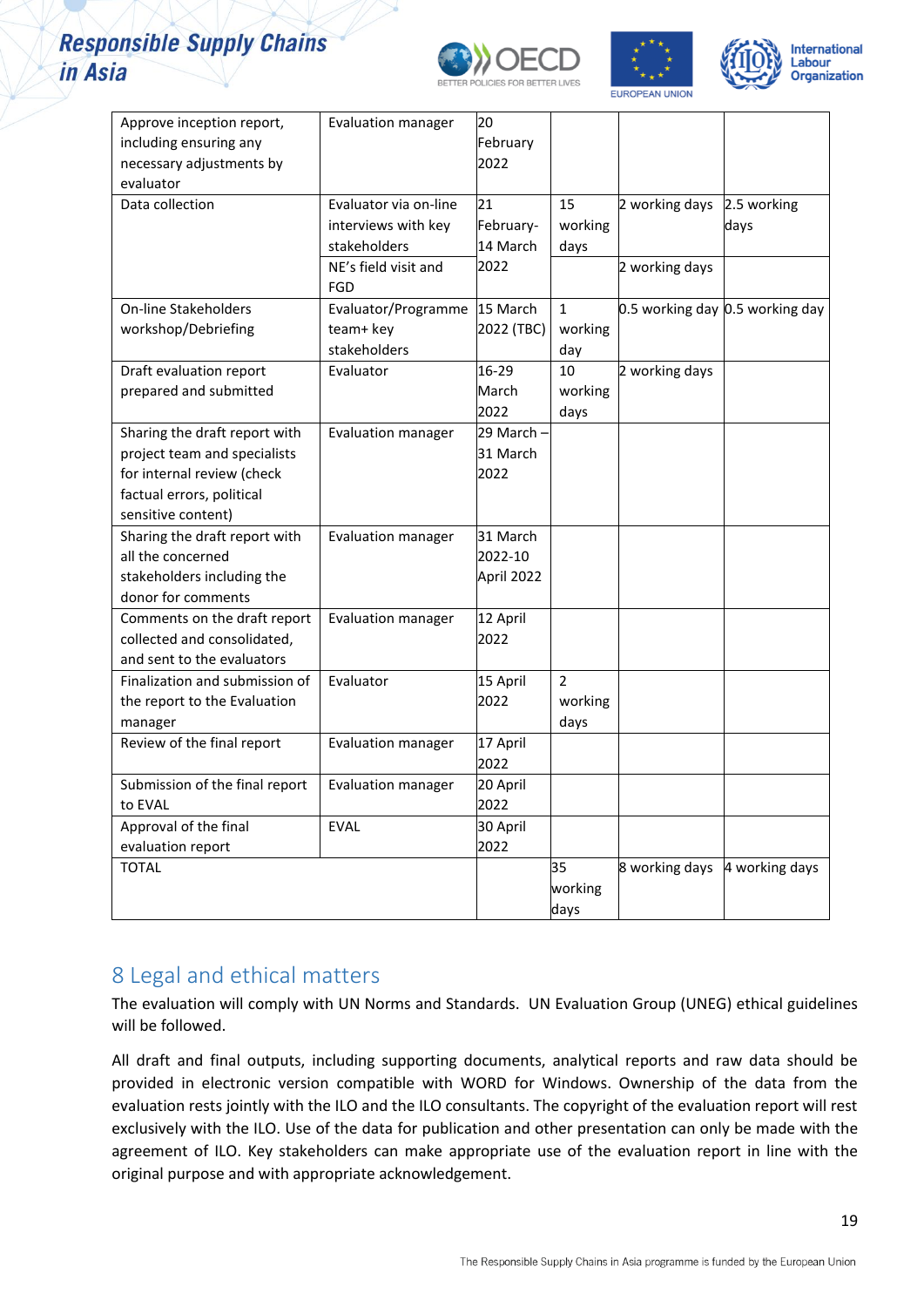| | | | | | |
|---|---|---|---|---|---|
| Approve inception report, including ensuring any necessary adjustments by evaluator | Evaluation manager | 20 February 2022 | | | |
| Data collection | Evaluator via on-line interviews with key stakeholders | 21 February-14 March 2022 | 15 working days | 2 working days | 2.5 working days |
| | NE's field visit and FGD | | | 2 working days | |
| On-line Stakeholders workshop/Debriefing | Evaluator/Programme team+ key stakeholders | 15 March 2022 (TBC) | 1 working day | 0.5 working day | 0.5 working day |
| Draft evaluation report prepared and submitted | Evaluator | 16-29 March 2022 | 10 working days | 2 working days | |
| Sharing the draft report with project team and specialists for internal review (check factual errors, political sensitive content) | Evaluation manager | 29 March – 31 March 2022 | | | |
| Sharing the draft report with all the concerned stakeholders including the donor for comments | Evaluation manager | 31 March 2022-10 April 2022 | | | |
| Comments on the draft report collected and consolidated, and sent to the evaluators | Evaluation manager | 12 April 2022 | | | |
| Finalization and submission of the report to the Evaluation manager | Evaluator | 15 April 2022 | 2 working days | | |
| Review of the final report | Evaluation manager | 17 April 2022 | | | |
| Submission of the final report to EVAL | Evaluation manager | 20 April 2022 | | | |
| Approval of the final evaluation report | EVAL | 30 April 2022 | | | |
| TOTAL | | | 35 working days | 8 working days | 4 working days |

## 8 Legal and ethical matters

The evaluation will comply with UN Norms and Standards. UN Evaluation Group (UNEG) ethical guidelines will be followed.

All draft and final outputs, including supporting documents, analytical reports and raw data should be provided in electronic version compatible with WORD for Windows. Ownership of the data from the evaluation rests jointly with the ILO and the ILO consultants. The copyright of the evaluation report will rest exclusively with the ILO. Use of the data for publication and other presentation can only be made with the agreement of ILO. Key stakeholders can make appropriate use of the evaluation report in line with the original purpose and with appropriate acknowledgement.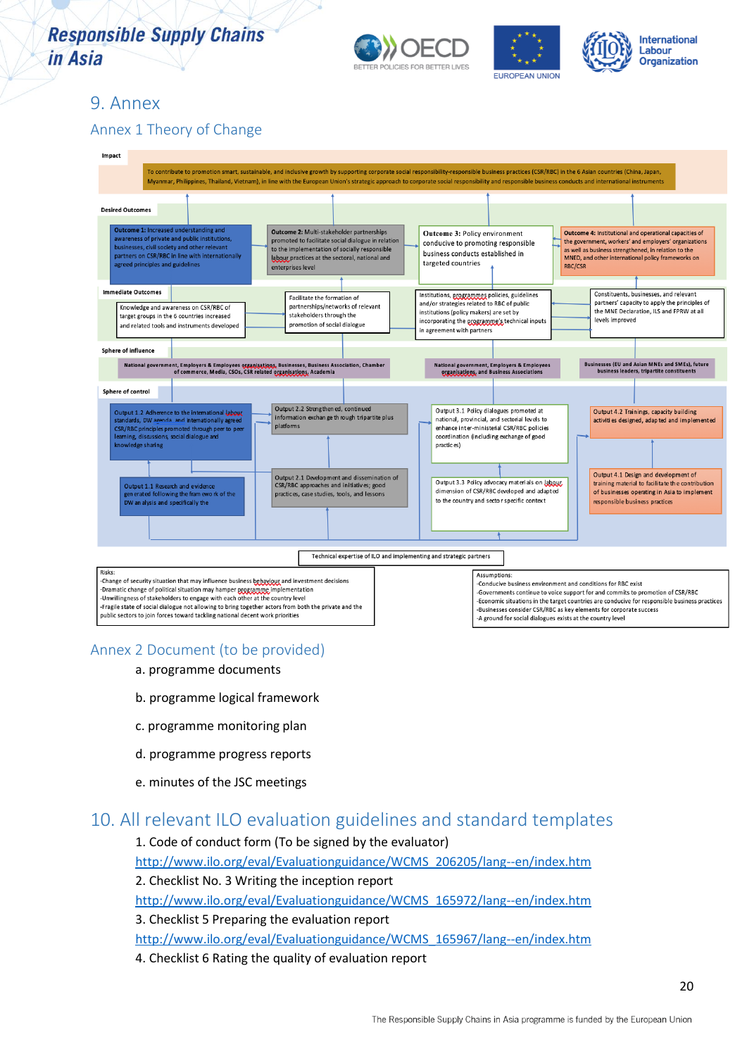# 9. Annex

## Annex 1 Theory of Change

**Impact**

To contribute to promotion smart, sustainable, and inclusive growth by supporting corporate social responsibility-responsible business practices (CSR/RBC) in the 6 Asian countries (China, Japan, Myanmar, Philippines, Thailand, Vietnam), in line with the European Union's strategic approach to corporate social responsibility and responsible business conducts and international instruments

**Desired Outcomes**

**Outcome 1:** Increased understanding and awareness of private and public institutions, businesses, civil society and other relevant partners on CSR/RBC in line with internationally agreed principles and guidelines

**Outcome 2:** Multi-stakeholder partnerships promoted to facilitate social dialogue in relation to the implementation of socially responsible labour practices at the sectoral, national and enterprises level

**Outcome 3:** Policy environment conducive to promoting responsible business conducts established in targeted countries

**Outcome 4:** Institutional and operational capacities of the government, workers' and employers' organizations as well as business strengthened, in relation to the MNED, and other international policy frameworks on RBC/CSR

**Immediate Outcomes**

Knowledge and awareness on CSR/RBC of target groups in the 6 countries increased and related tools and instruments developed

Facilitate the formation of partnerships/networks of relevant stakeholders through the promotion of social dialogue

Institutions, programmes policies, guidelines and/or strategies related to RBC of public institutions (policy makers) are set by incorporating the programme's technical inputs in agreement with partners

Constituents, businesses, and relevant partners' capacity to apply the principles of the MNE Declaration, ILS and FPRW at all levels improved

**Sphere of influence**

National government, Employers & Employees organisations, Businesses, Business Association, Chamber of commerce, Media, CSOs, CSR related organisations, Academia

National government, Employers & Employees organisations, and Business Associations

Businesses (EU and Asian MNEs and SMEs), future business leaders, tripartite constituents

**Sphere of control**

Output 1.2 Adherence to the international labour standards, DW agenda and internationally agreed CSR/RBC principles promoted through peer to peer learning, discussions, social dialogue and knowledge sharing

Output 1.1 Research and evidence generated following the framework of the DW analysis and specifically the

Output 2.2 Strengthened, continued information exchange through tripartite plus platforms

Output 2.1 Development and dissemination of CSR/RBC approaches and initiatives; good practices, case studies, tools, and lessons

Output 3.1 Policy dialogues promoted at national, provincial, and sectoral levels to enhance inter-ministerial CSR/RBC policies coordination (including exchange of good practices)

Output 3.3 Policy advocacy materials on labour dimension of CSR/RBC developed and adapted to the country and sector specific context

Output 4.2 Trainings, capacity building activities designed, adapted and implemented

Output 4.1 Design and development of training material to facilitate the contribution of businesses operating in Asia to implement responsible business practices

Technical expertise of ILO and implementing and strategic partners

Risks:
- -Change of security situation that may influence business behaviour and investment decisions
- -Dramatic change of political situation may hamper programme implementation
- -Unwillingness of stakeholders to engage with each other at the country level
- -Fragile state of social dialogue not allowing to bring together actors from both the private and the public sectors to join forces toward tackling national decent work priorities

Assumptions:
- -Conducive business environment and conditions for RBC exist
- -Governments continue to voice support for and commits to promotion of CSR/RBC
- -Economic situations in the target countries are conducive for responsible business practices
- -Businesses consider CSR/RBC as key elements for corporate success
- -A ground for social dialogues exists at the country level

## Annex 2 Document (to be provided)

a. programme documents

b. programme logical framework

c. programme monitoring plan

d. programme progress reports

e. minutes of the JSC meetings

# 10. All relevant ILO evaluation guidelines and standard templates

1. Code of conduct form (To be signed by the evaluator)
http://www.ilo.org/eval/Evaluationguidance/WCMS_206205/lang--en/index.htm
2. Checklist No. 3 Writing the inception report
http://www.ilo.org/eval/Evaluationguidance/WCMS_165972/lang--en/index.htm
3. Checklist 5 Preparing the evaluation report
http://www.ilo.org/eval/Evaluationguidance/WCMS_165967/lang--en/index.htm
4. Checklist 6 Rating the quality of evaluation report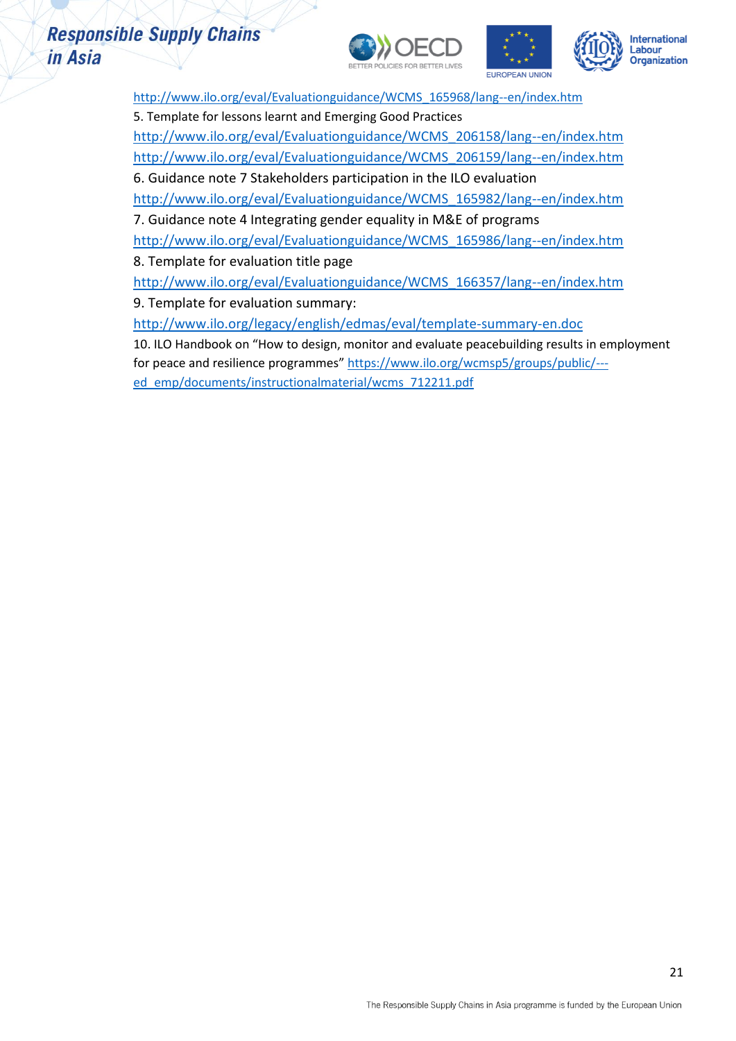http://www.ilo.org/eval/Evaluationguidance/WCMS_165968/lang--en/index.htm

5. Template for lessons learnt and Emerging Good Practices
http://www.ilo.org/eval/Evaluationguidance/WCMS_206158/lang--en/index.htm
http://www.ilo.org/eval/Evaluationguidance/WCMS_206159/lang--en/index.htm
6. Guidance note 7 Stakeholders participation in the ILO evaluation
http://www.ilo.org/eval/Evaluationguidance/WCMS_165982/lang--en/index.htm
7. Guidance note 4 Integrating gender equality in M&E of programs
http://www.ilo.org/eval/Evaluationguidance/WCMS_165986/lang--en/index.htm
8. Template for evaluation title page
http://www.ilo.org/eval/Evaluationguidance/WCMS_166357/lang--en/index.htm
9. Template for evaluation summary:
http://www.ilo.org/legacy/english/edmas/eval/template-summary-en.doc
10. ILO Handbook on "How to design, monitor and evaluate peacebuilding results in employment for peace and resilience programmes" https://www.ilo.org/wcmsp5/groups/public/---ed_emp/documents/instructionalmaterial/wcms_712211.pdf